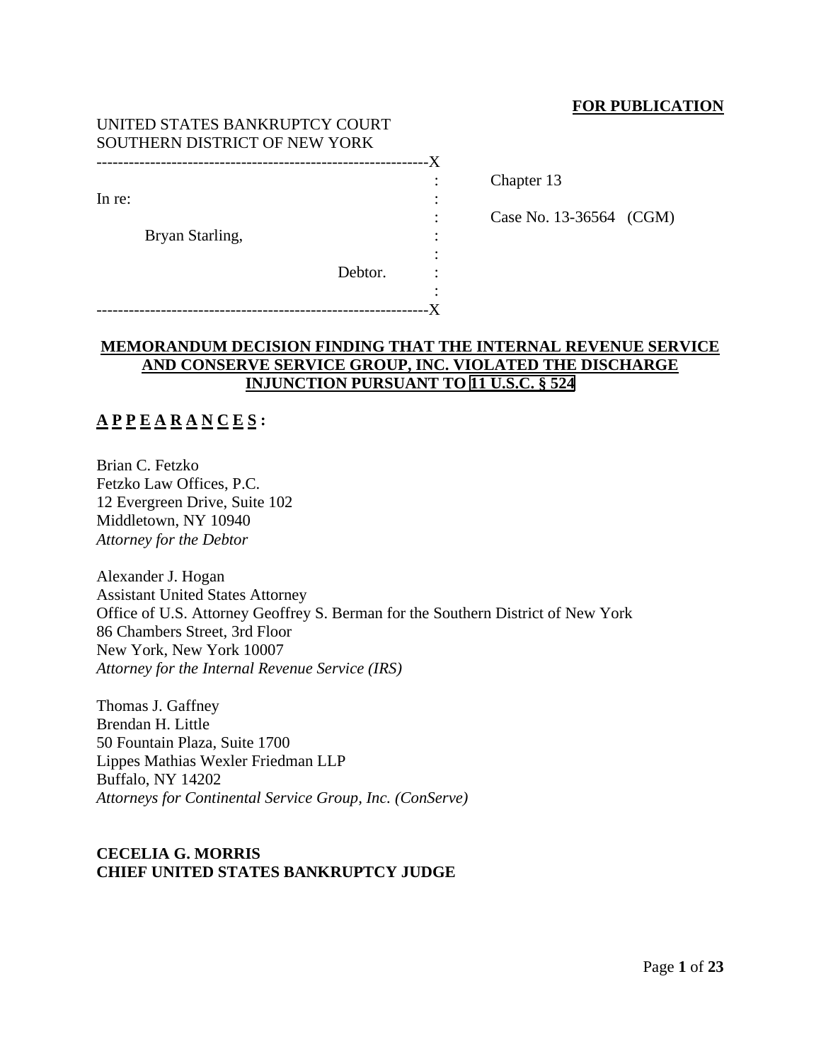**FOR PUBLICATION**

UNITED STATES BANKRUPTCY COURT
SOUTHERN DISTRICT OF NEW YORK

| | |
|---|---|
| In re: | Chapter 13 |
| Bryan Starling, | Case No. 13-36564 (CGM) |
| Debtor. | |

**MEMORANDUM DECISION FINDING THAT THE INTERNAL REVENUE SERVICE AND CONSERVE SERVICE GROUP, INC. VIOLATED THE DISCHARGE INJUNCTION PURSUANT TO 11 U.S.C. § 524**

**A P P E A R A N C E S :**

Brian C. Fetzko
Fetzko Law Offices, P.C.
12 Evergreen Drive, Suite 102
Middletown, NY 10940
*Attorney for the Debtor*

Alexander J. Hogan
Assistant United States Attorney
Office of U.S. Attorney Geoffrey S. Berman for the Southern District of New York
86 Chambers Street, 3rd Floor
New York, New York 10007
*Attorney for the Internal Revenue Service (IRS)*

Thomas J. Gaffney
Brendan H. Little
50 Fountain Plaza, Suite 1700
Lippes Mathias Wexler Friedman LLP
Buffalo, NY 14202
*Attorneys for Continental Service Group, Inc. (ConServe)*

**CECELIA G. MORRIS**
**CHIEF UNITED STATES BANKRUPTCY JUDGE**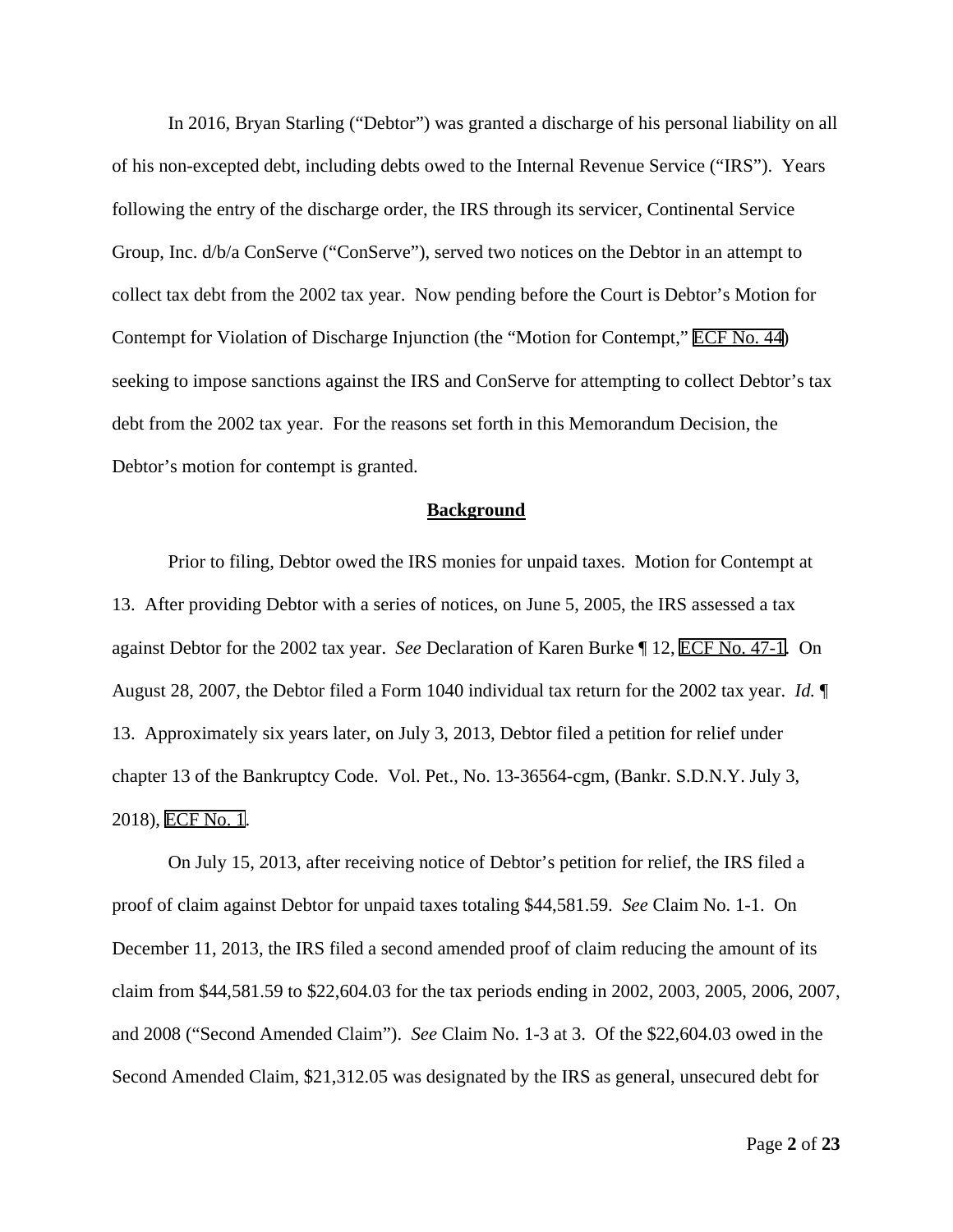In 2016, Bryan Starling ("Debtor") was granted a discharge of his personal liability on all of his non-excepted debt, including debts owed to the Internal Revenue Service ("IRS"). Years following the entry of the discharge order, the IRS through its servicer, Continental Service Group, Inc. d/b/a ConServe ("ConServe"), served two notices on the Debtor in an attempt to collect tax debt from the 2002 tax year. Now pending before the Court is Debtor's Motion for Contempt for Violation of Discharge Injunction (the "Motion for Contempt," ECF No. 44) seeking to impose sanctions against the IRS and ConServe for attempting to collect Debtor's tax debt from the 2002 tax year. For the reasons set forth in this Memorandum Decision, the Debtor's motion for contempt is granted.

## **Background**

Prior to filing, Debtor owed the IRS monies for unpaid taxes. Motion for Contempt at 13. After providing Debtor with a series of notices, on June 5, 2005, the IRS assessed a tax against Debtor for the 2002 tax year. *See* Declaration of Karen Burke ¶ 12, ECF No. 47-1. On August 28, 2007, the Debtor filed a Form 1040 individual tax return for the 2002 tax year. *Id.* ¶ 13. Approximately six years later, on July 3, 2013, Debtor filed a petition for relief under chapter 13 of the Bankruptcy Code. Vol. Pet., No. 13-36564-cgm, (Bankr. S.D.N.Y. July 3, 2018), ECF No. 1.

On July 15, 2013, after receiving notice of Debtor's petition for relief, the IRS filed a proof of claim against Debtor for unpaid taxes totaling $44,581.59. *See* Claim No. 1-1. On December 11, 2013, the IRS filed a second amended proof of claim reducing the amount of its claim from $44,581.59 to $22,604.03 for the tax periods ending in 2002, 2003, 2005, 2006, 2007, and 2008 ("Second Amended Claim"). *See* Claim No. 1-3 at 3. Of the $22,604.03 owed in the Second Amended Claim, $21,312.05 was designated by the IRS as general, unsecured debt for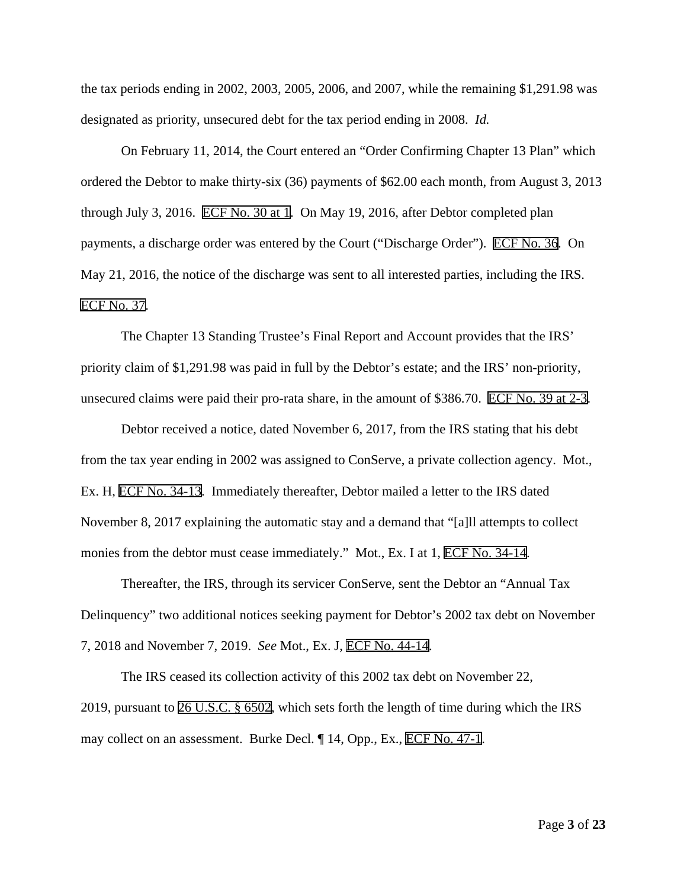the tax periods ending in 2002, 2003, 2005, 2006, and 2007, while the remaining $1,291.98 was designated as priority, unsecured debt for the tax period ending in 2008. *Id.*

On February 11, 2014, the Court entered an "Order Confirming Chapter 13 Plan" which ordered the Debtor to make thirty-six (36) payments of $62.00 each month, from August 3, 2013 through July 3, 2016. ECF No. 30 at 1. On May 19, 2016, after Debtor completed plan payments, a discharge order was entered by the Court ("Discharge Order"). ECF No. 36. On May 21, 2016, the notice of the discharge was sent to all interested parties, including the IRS. ECF No. 37.

The Chapter 13 Standing Trustee's Final Report and Account provides that the IRS' priority claim of $1,291.98 was paid in full by the Debtor's estate; and the IRS' non-priority, unsecured claims were paid their pro-rata share, in the amount of $386.70. ECF No. 39 at 2-3.

Debtor received a notice, dated November 6, 2017, from the IRS stating that his debt from the tax year ending in 2002 was assigned to ConServe, a private collection agency. Mot., Ex. H, ECF No. 34-13. Immediately thereafter, Debtor mailed a letter to the IRS dated November 8, 2017 explaining the automatic stay and a demand that "[a]ll attempts to collect monies from the debtor must cease immediately." Mot., Ex. I at 1, ECF No. 34-14.

Thereafter, the IRS, through its servicer ConServe, sent the Debtor an "Annual Tax Delinquency" two additional notices seeking payment for Debtor's 2002 tax debt on November 7, 2018 and November 7, 2019. *See* Mot., Ex. J, ECF No. 44-14.

The IRS ceased its collection activity of this 2002 tax debt on November 22, 2019, pursuant to 26 U.S.C. § 6502, which sets forth the length of time during which the IRS may collect on an assessment. Burke Decl. ¶ 14, Opp., Ex., ECF No. 47-1.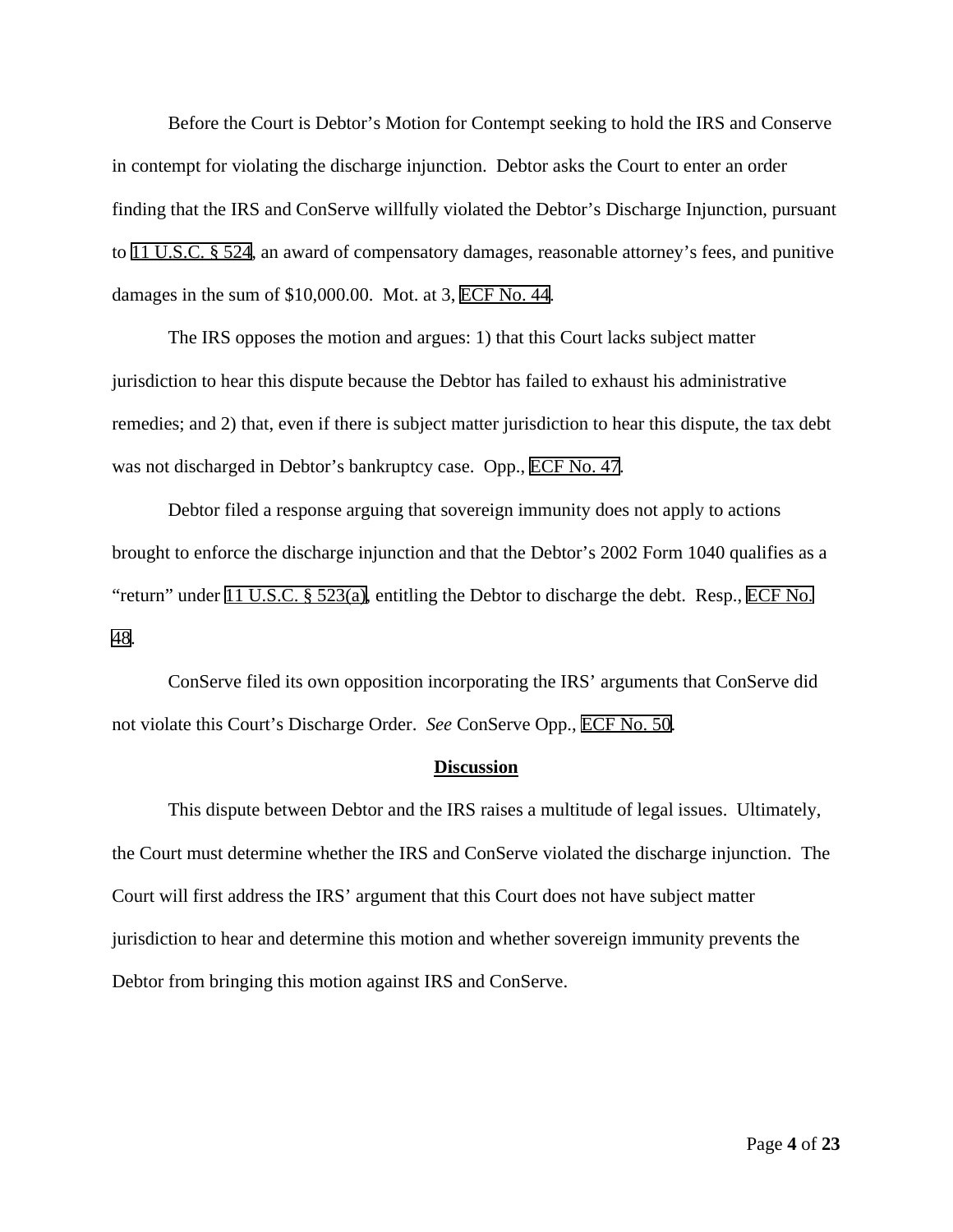Before the Court is Debtor's Motion for Contempt seeking to hold the IRS and Conserve in contempt for violating the discharge injunction. Debtor asks the Court to enter an order finding that the IRS and ConServe willfully violated the Debtor's Discharge Injunction, pursuant to 11 U.S.C. § 524, an award of compensatory damages, reasonable attorney's fees, and punitive damages in the sum of $10,000.00. Mot. at 3, ECF No. 44.

The IRS opposes the motion and argues: 1) that this Court lacks subject matter jurisdiction to hear this dispute because the Debtor has failed to exhaust his administrative remedies; and 2) that, even if there is subject matter jurisdiction to hear this dispute, the tax debt was not discharged in Debtor's bankruptcy case. Opp., ECF No. 47.

Debtor filed a response arguing that sovereign immunity does not apply to actions brought to enforce the discharge injunction and that the Debtor's 2002 Form 1040 qualifies as a "return" under 11 U.S.C. § 523(a), entitling the Debtor to discharge the debt. Resp., ECF No. 48.

ConServe filed its own opposition incorporating the IRS' arguments that ConServe did not violate this Court's Discharge Order. *See* ConServe Opp., ECF No. 50.

**Discussion**

This dispute between Debtor and the IRS raises a multitude of legal issues. Ultimately, the Court must determine whether the IRS and ConServe violated the discharge injunction. The Court will first address the IRS' argument that this Court does not have subject matter jurisdiction to hear and determine this motion and whether sovereign immunity prevents the Debtor from bringing this motion against IRS and ConServe.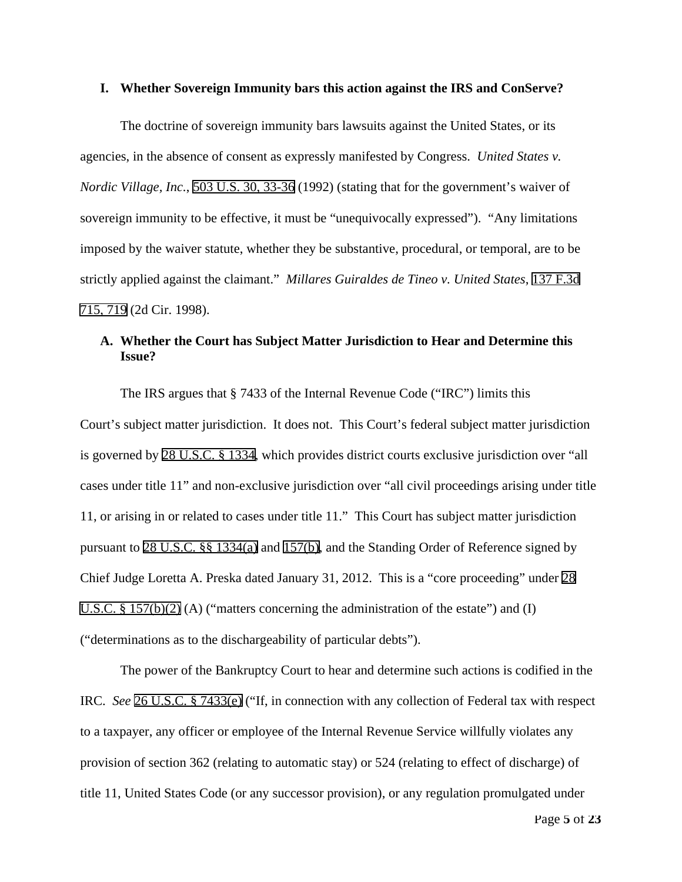## I. Whether Sovereign Immunity bars this action against the IRS and ConServe?

The doctrine of sovereign immunity bars lawsuits against the United States, or its agencies, in the absence of consent as expressly manifested by Congress. *United States v. Nordic Village, Inc.*, 503 U.S. 30, 33-36 (1992) (stating that for the government's waiver of sovereign immunity to be effective, it must be "unequivocally expressed"). "Any limitations imposed by the waiver statute, whether they be substantive, procedural, or temporal, are to be strictly applied against the claimant." *Millares Guiraldes de Tineo v. United States*, 137 F.3d 715, 719 (2d Cir. 1998).

### A. Whether the Court has Subject Matter Jurisdiction to Hear and Determine this Issue?

The IRS argues that § 7433 of the Internal Revenue Code ("IRC") limits this Court's subject matter jurisdiction. It does not. This Court's federal subject matter jurisdiction is governed by 28 U.S.C. § 1334, which provides district courts exclusive jurisdiction over "all cases under title 11" and non-exclusive jurisdiction over "all civil proceedings arising under title 11, or arising in or related to cases under title 11." This Court has subject matter jurisdiction pursuant to 28 U.S.C. §§ 1334(a) and 157(b), and the Standing Order of Reference signed by Chief Judge Loretta A. Preska dated January 31, 2012. This is a "core proceeding" under 28 U.S.C. § 157(b)(2) (A) ("matters concerning the administration of the estate") and (I) ("determinations as to the dischargeability of particular debts").

The power of the Bankruptcy Court to hear and determine such actions is codified in the IRC. *See* 26 U.S.C. § 7433(e) ("If, in connection with any collection of Federal tax with respect to a taxpayer, any officer or employee of the Internal Revenue Service willfully violates any provision of section 362 (relating to automatic stay) or 524 (relating to effect of discharge) of title 11, United States Code (or any successor provision), or any regulation promulgated under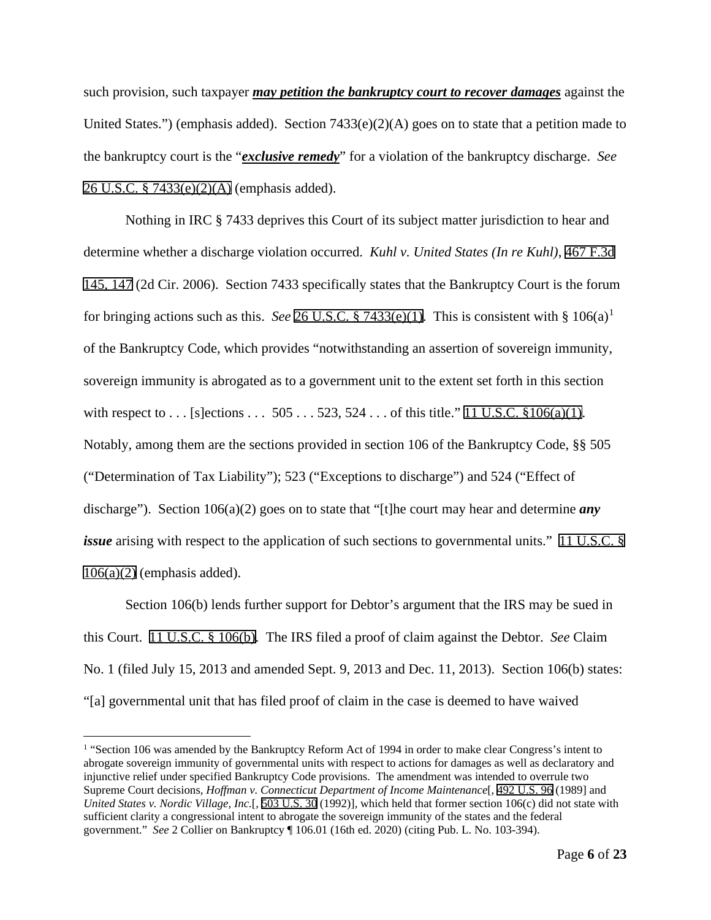such provision, such taxpayer ***may petition the bankruptcy court to recover damages*** against the United States.") (emphasis added). Section 7433(e)(2)(A) goes on to state that a petition made to the bankruptcy court is the "***exclusive remedy***" for a violation of the bankruptcy discharge. *See* 26 U.S.C. § 7433(e)(2)(A) (emphasis added).

Nothing in IRC § 7433 deprives this Court of its subject matter jurisdiction to hear and determine whether a discharge violation occurred. *Kuhl v. United States (In re Kuhl)*, 467 F.3d 145, 147 (2d Cir. 2006). Section 7433 specifically states that the Bankruptcy Court is the forum for bringing actions such as this. *See* 26 U.S.C. § 7433(e)(1). This is consistent with § 106(a)[1] of the Bankruptcy Code, which provides "notwithstanding an assertion of sovereign immunity, sovereign immunity is abrogated as to a government unit to the extent set forth in this section with respect to . . . [s]ections . . . 505 . . . 523, 524 . . . of this title." 11 U.S.C. §106(a)(1). Notably, among them are the sections provided in section 106 of the Bankruptcy Code, §§ 505 ("Determination of Tax Liability"); 523 ("Exceptions to discharge") and 524 ("Effect of discharge"). Section 106(a)(2) goes on to state that "[t]he court may hear and determine ***any issue*** arising with respect to the application of such sections to governmental units." 11 U.S.C. § 106(a)(2) (emphasis added).

Section 106(b) lends further support for Debtor's argument that the IRS may be sued in this Court. 11 U.S.C. § 106(b). The IRS filed a proof of claim against the Debtor. *See* Claim No. 1 (filed July 15, 2013 and amended Sept. 9, 2013 and Dec. 11, 2013). Section 106(b) states: "[a] governmental unit that has filed proof of claim in the case is deemed to have waived

---

[1] "Section 106 was amended by the Bankruptcy Reform Act of 1994 in order to make clear Congress's intent to abrogate sovereign immunity of governmental units with respect to actions for damages as well as declaratory and injunctive relief under specified Bankruptcy Code provisions. The amendment was intended to overrule two Supreme Court decisions, *Hoffman v. Connecticut Department of Income Maintenance*[, 492 U.S. 96 (1989] and *United States v. Nordic Village, Inc.*[, 503 U.S. 30 (1992)], which held that former section 106(c) did not state with sufficient clarity a congressional intent to abrogate the sovereign immunity of the states and the federal government." *See* 2 Collier on Bankruptcy ¶ 106.01 (16th ed. 2020) (citing Pub. L. No. 103-394).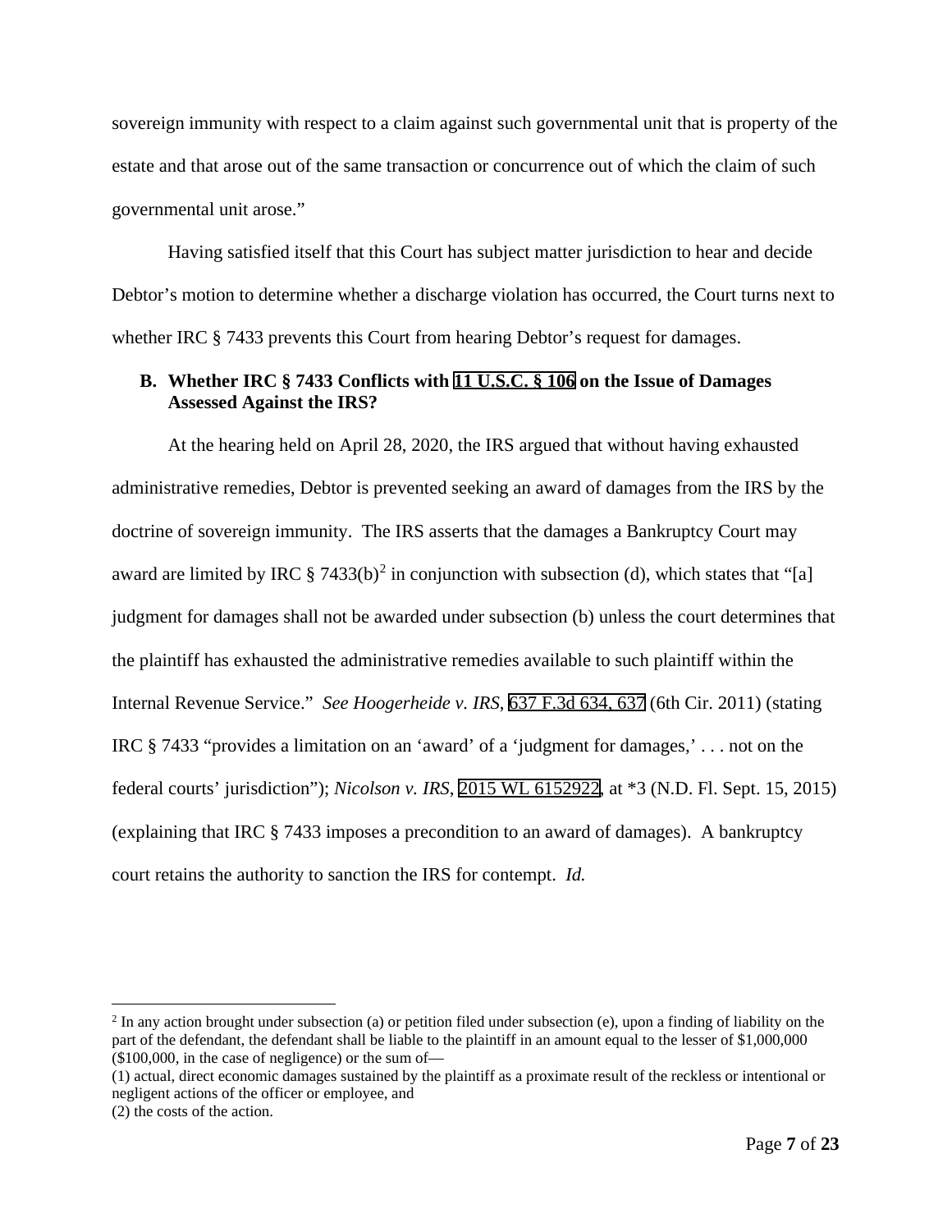sovereign immunity with respect to a claim against such governmental unit that is property of the estate and that arose out of the same transaction or concurrence out of which the claim of such governmental unit arose."

Having satisfied itself that this Court has subject matter jurisdiction to hear and decide Debtor's motion to determine whether a discharge violation has occurred, the Court turns next to whether IRC § 7433 prevents this Court from hearing Debtor's request for damages.

### B. Whether IRC § 7433 Conflicts with 11 U.S.C. § 106 on the Issue of Damages Assessed Against the IRS?

At the hearing held on April 28, 2020, the IRS argued that without having exhausted administrative remedies, Debtor is prevented seeking an award of damages from the IRS by the doctrine of sovereign immunity. The IRS asserts that the damages a Bankruptcy Court may award are limited by IRC § 7433(b)[2] in conjunction with subsection (d), which states that "[a] judgment for damages shall not be awarded under subsection (b) unless the court determines that the plaintiff has exhausted the administrative remedies available to such plaintiff within the Internal Revenue Service." *See Hoogerheide v. IRS*, 637 F.3d 634, 637 (6th Cir. 2011) (stating IRC § 7433 "provides a limitation on an 'award' of a 'judgment for damages,' . . . not on the federal courts' jurisdiction"); *Nicolson v. IRS*, 2015 WL 6152922, at *3 (N.D. Fl. Sept. 15, 2015) (explaining that IRC § 7433 imposes a precondition to an award of damages). A bankruptcy court retains the authority to sanction the IRS for contempt. *Id.*

---

[2] In any action brought under subsection (a) or petition filed under subsection (e), upon a finding of liability on the part of the defendant, the defendant shall be liable to the plaintiff in an amount equal to the lesser of $1,000,000 ($100,000, in the case of negligence) or the sum of—
(1) actual, direct economic damages sustained by the plaintiff as a proximate result of the reckless or intentional or negligent actions of the officer or employee, and
(2) the costs of the action.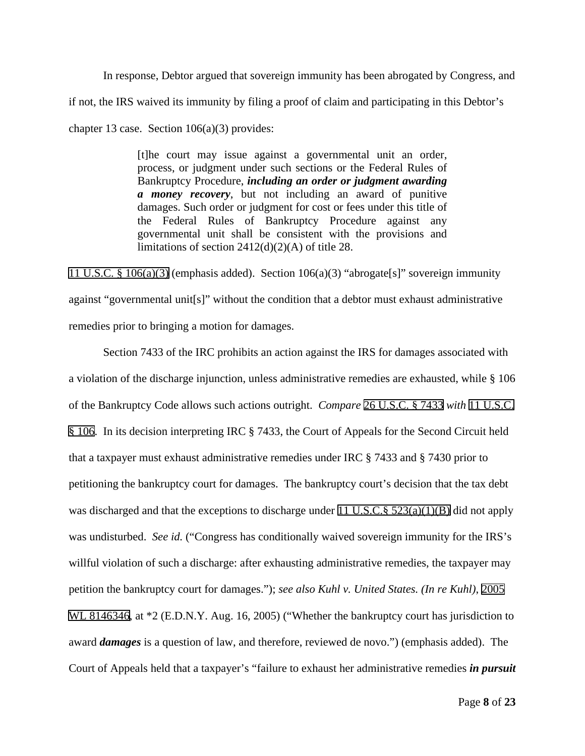In response, Debtor argued that sovereign immunity has been abrogated by Congress, and if not, the IRS waived its immunity by filing a proof of claim and participating in this Debtor's chapter 13 case. Section 106(a)(3) provides:

> [t]he court may issue against a governmental unit an order, process, or judgment under such sections or the Federal Rules of Bankruptcy Procedure, ***including an order or judgment awarding a money recovery***, but not including an award of punitive damages. Such order or judgment for cost or fees under this title of the Federal Rules of Bankruptcy Procedure against any governmental unit shall be consistent with the provisions and limitations of section 2412(d)(2)(A) of title 28.

11 U.S.C. § 106(a)(3) (emphasis added). Section 106(a)(3) "abrogate[s]" sovereign immunity against "governmental unit[s]" without the condition that a debtor must exhaust administrative remedies prior to bringing a motion for damages.

Section 7433 of the IRC prohibits an action against the IRS for damages associated with a violation of the discharge injunction, unless administrative remedies are exhausted, while § 106 of the Bankruptcy Code allows such actions outright. *Compare* 26 U.S.C. § 7433 *with* 11 U.S.C. § 106. In its decision interpreting IRC § 7433, the Court of Appeals for the Second Circuit held that a taxpayer must exhaust administrative remedies under IRC § 7433 and § 7430 prior to petitioning the bankruptcy court for damages. The bankruptcy court's decision that the tax debt was discharged and that the exceptions to discharge under 11 U.S.C.§ 523(a)(1)(B) did not apply was undisturbed. *See id.* ("Congress has conditionally waived sovereign immunity for the IRS's willful violation of such a discharge: after exhausting administrative remedies, the taxpayer may petition the bankruptcy court for damages."); *see also Kuhl v. United States. (In re Kuhl)*, 2005 WL 8146346, at *2 (E.D.N.Y. Aug. 16, 2005) ("Whether the bankruptcy court has jurisdiction to award ***damages*** is a question of law, and therefore, reviewed de novo.") (emphasis added). The Court of Appeals held that a taxpayer's "failure to exhaust her administrative remedies ***in pursuit***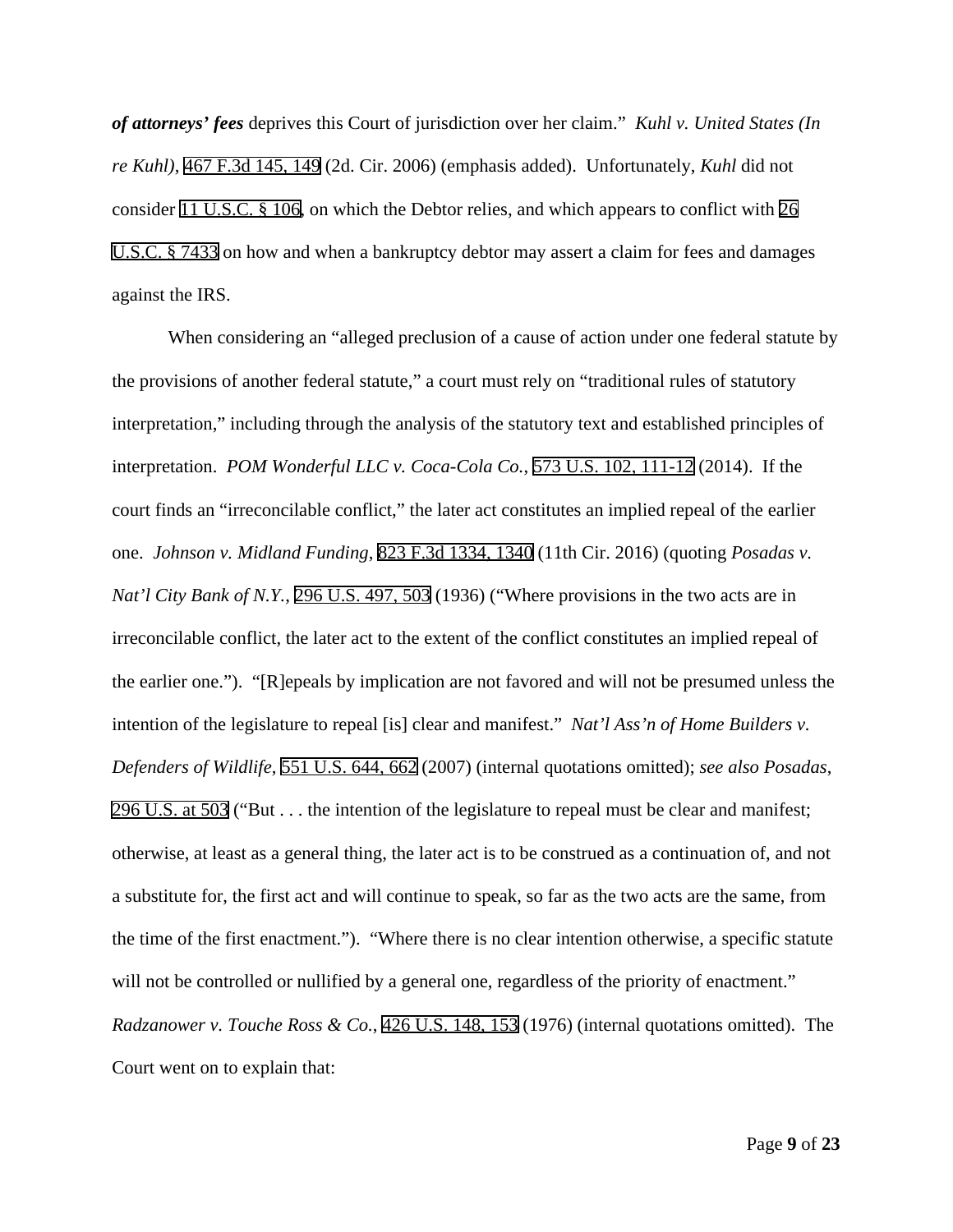***of attorneys' fees*** deprives this Court of jurisdiction over her claim." *Kuhl v. United States (In re Kuhl)*, 467 F.3d 145, 149 (2d. Cir. 2006) (emphasis added). Unfortunately, *Kuhl* did not consider 11 U.S.C. § 106, on which the Debtor relies, and which appears to conflict with 26 U.S.C. § 7433 on how and when a bankruptcy debtor may assert a claim for fees and damages against the IRS.

When considering an "alleged preclusion of a cause of action under one federal statute by the provisions of another federal statute," a court must rely on "traditional rules of statutory interpretation," including through the analysis of the statutory text and established principles of interpretation. *POM Wonderful LLC v. Coca-Cola Co.*, 573 U.S. 102, 111-12 (2014). If the court finds an "irreconcilable conflict," the later act constitutes an implied repeal of the earlier one. *Johnson v. Midland Funding*, 823 F.3d 1334, 1340 (11th Cir. 2016) (quoting *Posadas v. Nat'l City Bank of N.Y.*, 296 U.S. 497, 503 (1936) ("Where provisions in the two acts are in irreconcilable conflict, the later act to the extent of the conflict constitutes an implied repeal of the earlier one."). "[R]epeals by implication are not favored and will not be presumed unless the intention of the legislature to repeal [is] clear and manifest." *Nat'l Ass'n of Home Builders v. Defenders of Wildlife*, 551 U.S. 644, 662 (2007) (internal quotations omitted); *see also Posadas*, 296 U.S. at 503 ("But . . . the intention of the legislature to repeal must be clear and manifest; otherwise, at least as a general thing, the later act is to be construed as a continuation of, and not a substitute for, the first act and will continue to speak, so far as the two acts are the same, from the time of the first enactment."). "Where there is no clear intention otherwise, a specific statute will not be controlled or nullified by a general one, regardless of the priority of enactment." *Radzanower v. Touche Ross & Co.*, 426 U.S. 148, 153 (1976) (internal quotations omitted). The Court went on to explain that: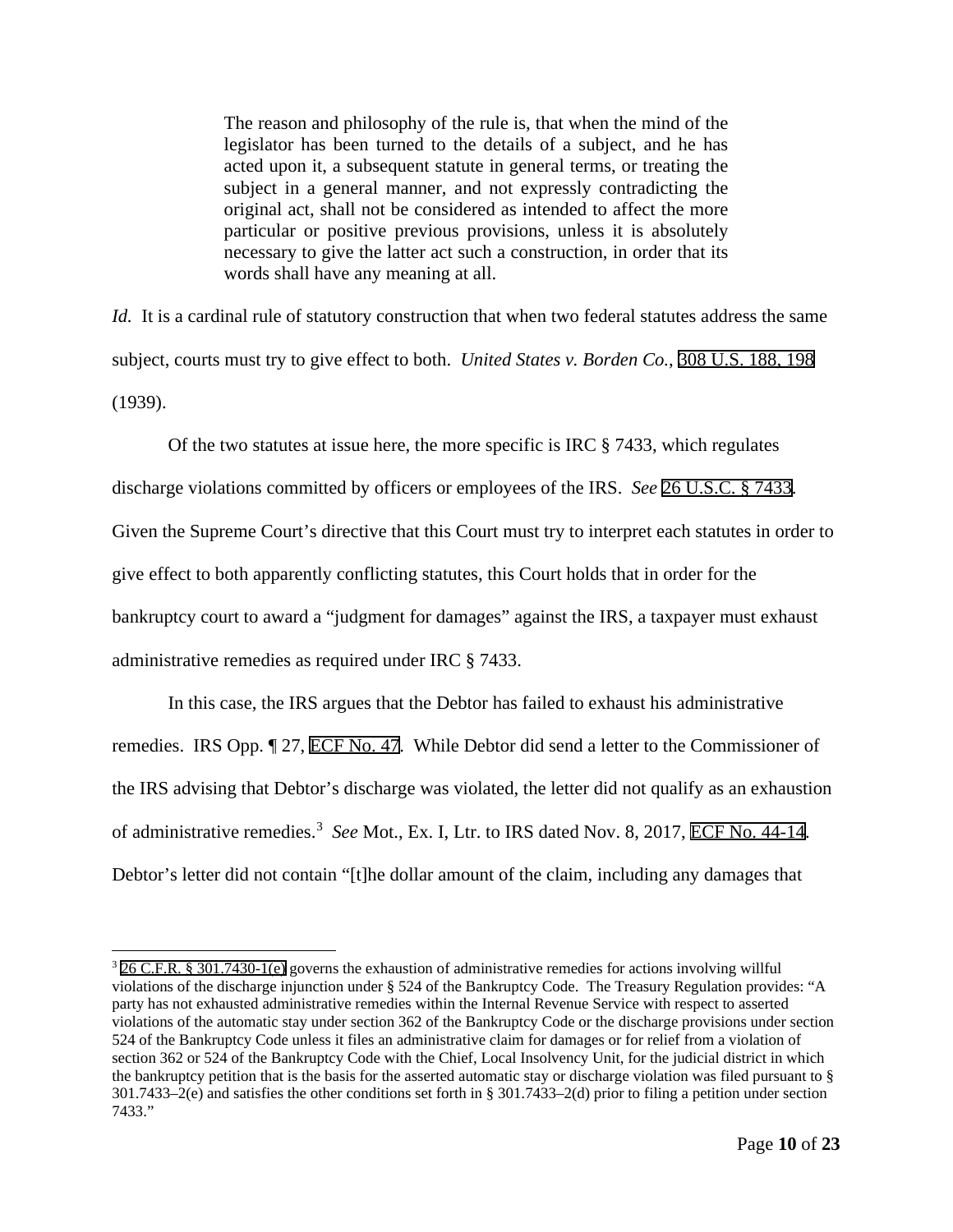> The reason and philosophy of the rule is, that when the mind of the legislator has been turned to the details of a subject, and he has acted upon it, a subsequent statute in general terms, or treating the subject in a general manner, and not expressly contradicting the original act, shall not be considered as intended to affect the more particular or positive previous provisions, unless it is absolutely necessary to give the latter act such a construction, in order that its words shall have any meaning at all.

*Id.* It is a cardinal rule of statutory construction that when two federal statutes address the same subject, courts must try to give effect to both. *United States v. Borden Co.*, 308 U.S. 188, 198 (1939).

Of the two statutes at issue here, the more specific is IRC § 7433, which regulates discharge violations committed by officers or employees of the IRS. *See* 26 U.S.C. § 7433. Given the Supreme Court's directive that this Court must try to interpret each statutes in order to give effect to both apparently conflicting statutes, this Court holds that in order for the bankruptcy court to award a "judgment for damages" against the IRS, a taxpayer must exhaust administrative remedies as required under IRC § 7433.

In this case, the IRS argues that the Debtor has failed to exhaust his administrative remedies. IRS Opp. ¶ 27, ECF No. 47. While Debtor did send a letter to the Commissioner of the IRS advising that Debtor's discharge was violated, the letter did not qualify as an exhaustion of administrative remedies.[3] *See* Mot., Ex. I, Ltr. to IRS dated Nov. 8, 2017, ECF No. 44-14. Debtor's letter did not contain "[t]he dollar amount of the claim, including any damages that

---

[3] 26 C.F.R. § 301.7430-1(e) governs the exhaustion of administrative remedies for actions involving willful violations of the discharge injunction under § 524 of the Bankruptcy Code. The Treasury Regulation provides: "A party has not exhausted administrative remedies within the Internal Revenue Service with respect to asserted violations of the automatic stay under section 362 of the Bankruptcy Code or the discharge provisions under section 524 of the Bankruptcy Code unless it files an administrative claim for damages or for relief from a violation of section 362 or 524 of the Bankruptcy Code with the Chief, Local Insolvency Unit, for the judicial district in which the bankruptcy petition that is the basis for the asserted automatic stay or discharge violation was filed pursuant to § 301.7433–2(e) and satisfies the other conditions set forth in § 301.7433–2(d) prior to filing a petition under section 7433."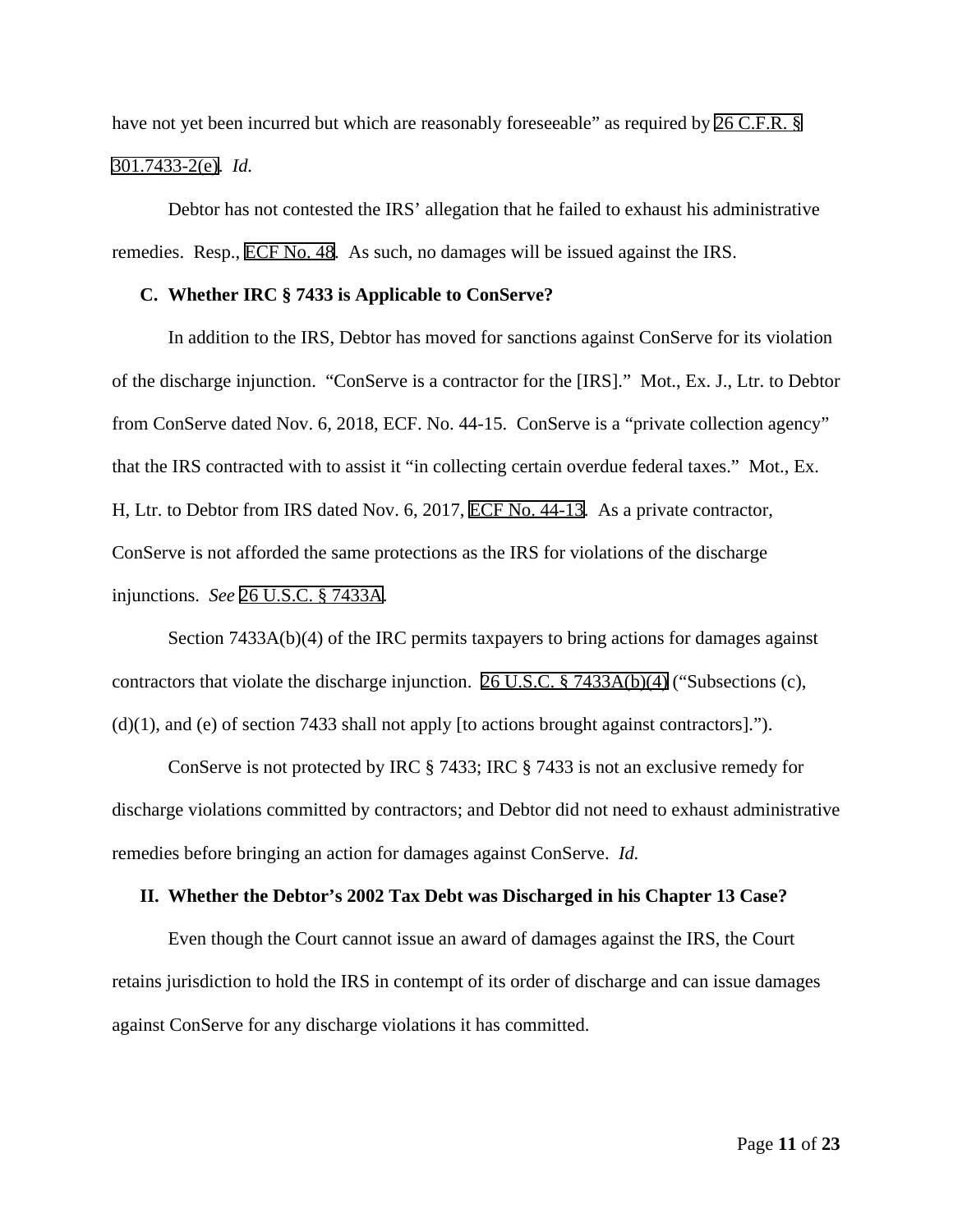have not yet been incurred but which are reasonably foreseeable" as required by 26 C.F.R. § 301.7433-2(e). *Id.*

Debtor has not contested the IRS' allegation that he failed to exhaust his administrative remedies. Resp., ECF No. 48. As such, no damages will be issued against the IRS.

### C. Whether IRC § 7433 is Applicable to ConServe?

In addition to the IRS, Debtor has moved for sanctions against ConServe for its violation of the discharge injunction. "ConServe is a contractor for the [IRS]." Mot., Ex. J., Ltr. to Debtor from ConServe dated Nov. 6, 2018, ECF. No. 44-15. ConServe is a "private collection agency" that the IRS contracted with to assist it "in collecting certain overdue federal taxes." Mot., Ex. H, Ltr. to Debtor from IRS dated Nov. 6, 2017, ECF No. 44-13. As a private contractor, ConServe is not afforded the same protections as the IRS for violations of the discharge injunctions. *See* 26 U.S.C. § 7433A.

Section 7433A(b)(4) of the IRC permits taxpayers to bring actions for damages against contractors that violate the discharge injunction. 26 U.S.C. § 7433A(b)(4) ("Subsections (c), (d)(1), and (e) of section 7433 shall not apply [to actions brought against contractors].").

ConServe is not protected by IRC § 7433; IRC § 7433 is not an exclusive remedy for discharge violations committed by contractors; and Debtor did not need to exhaust administrative remedies before bringing an action for damages against ConServe. *Id.*

## II. Whether the Debtor's 2002 Tax Debt was Discharged in his Chapter 13 Case?

Even though the Court cannot issue an award of damages against the IRS, the Court retains jurisdiction to hold the IRS in contempt of its order of discharge and can issue damages against ConServe for any discharge violations it has committed.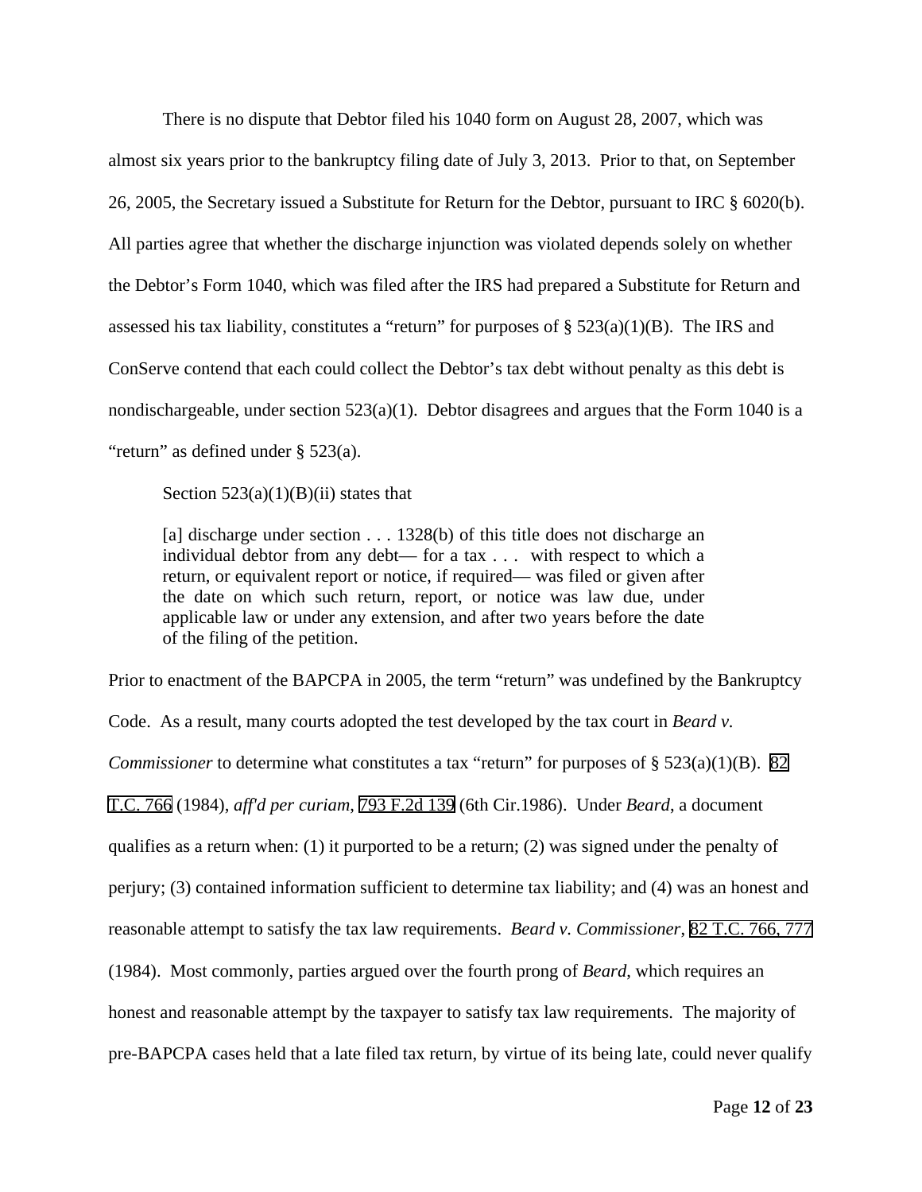There is no dispute that Debtor filed his 1040 form on August 28, 2007, which was almost six years prior to the bankruptcy filing date of July 3, 2013. Prior to that, on September 26, 2005, the Secretary issued a Substitute for Return for the Debtor, pursuant to IRC § 6020(b). All parties agree that whether the discharge injunction was violated depends solely on whether the Debtor's Form 1040, which was filed after the IRS had prepared a Substitute for Return and assessed his tax liability, constitutes a "return" for purposes of § 523(a)(1)(B). The IRS and ConServe contend that each could collect the Debtor's tax debt without penalty as this debt is nondischargeable, under section 523(a)(1). Debtor disagrees and argues that the Form 1040 is a "return" as defined under § 523(a).

Section 523(a)(1)(B)(ii) states that

> [a] discharge under section . . . 1328(b) of this title does not discharge an individual debtor from any debt— for a tax . . . with respect to which a return, or equivalent report or notice, if required— was filed or given after the date on which such return, report, or notice was law due, under applicable law or under any extension, and after two years before the date of the filing of the petition.

Prior to enactment of the BAPCPA in 2005, the term "return" was undefined by the Bankruptcy Code. As a result, many courts adopted the test developed by the tax court in *Beard v. Commissioner* to determine what constitutes a tax "return" for purposes of § 523(a)(1)(B). 82 T.C. 766 (1984), *aff'd per curiam*, 793 F.2d 139 (6th Cir.1986). Under *Beard*, a document qualifies as a return when: (1) it purported to be a return; (2) was signed under the penalty of perjury; (3) contained information sufficient to determine tax liability; and (4) was an honest and reasonable attempt to satisfy the tax law requirements. *Beard v. Commissioner*, 82 T.C. 766, 777 (1984). Most commonly, parties argued over the fourth prong of *Beard*, which requires an honest and reasonable attempt by the taxpayer to satisfy tax law requirements. The majority of pre-BAPCPA cases held that a late filed tax return, by virtue of its being late, could never qualify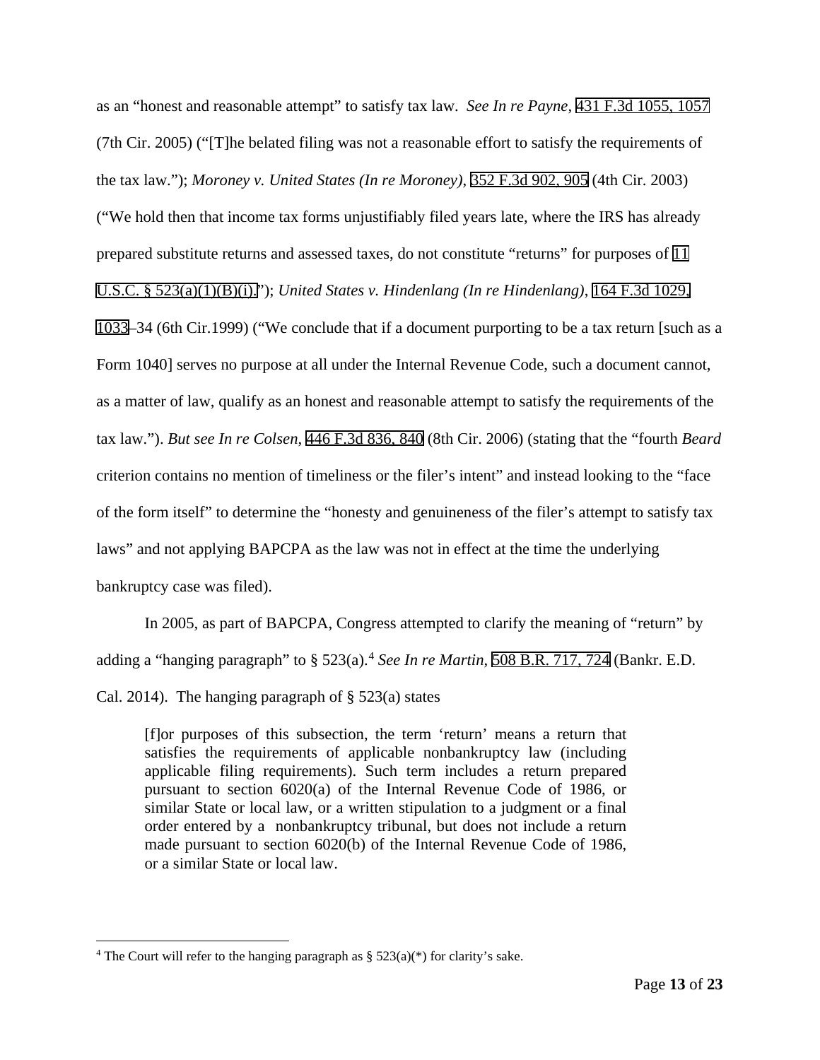as an "honest and reasonable attempt" to satisfy tax law. *See In re Payne*, 431 F.3d 1055, 1057 (7th Cir. 2005) ("[T]he belated filing was not a reasonable effort to satisfy the requirements of the tax law."); *Moroney v. United States (In re Moroney)*, 352 F.3d 902, 905 (4th Cir. 2003) ("We hold then that income tax forms unjustifiably filed years late, where the IRS has already prepared substitute returns and assessed taxes, do not constitute "returns" for purposes of 11 U.S.C. § 523(a)(1)(B)(i)."); *United States v. Hindenlang (In re Hindenlang)*, 164 F.3d 1029, 1033–34 (6th Cir.1999) ("We conclude that if a document purporting to be a tax return [such as a Form 1040] serves no purpose at all under the Internal Revenue Code, such a document cannot, as a matter of law, qualify as an honest and reasonable attempt to satisfy the requirements of the tax law."). *But see In re Colsen*, 446 F.3d 836, 840 (8th Cir. 2006) (stating that the "fourth *Beard* criterion contains no mention of timeliness or the filer's intent" and instead looking to the "face of the form itself" to determine the "honesty and genuineness of the filer's attempt to satisfy tax laws" and not applying BAPCPA as the law was not in effect at the time the underlying bankruptcy case was filed).

In 2005, as part of BAPCPA, Congress attempted to clarify the meaning of "return" by adding a "hanging paragraph" to § 523(a).[4] *See In re Martin*, 508 B.R. 717, 724 (Bankr. E.D. Cal. 2014). The hanging paragraph of § 523(a) states

> [f]or purposes of this subsection, the term 'return' means a return that satisfies the requirements of applicable nonbankruptcy law (including applicable filing requirements). Such term includes a return prepared pursuant to section 6020(a) of the Internal Revenue Code of 1986, or similar State or local law, or a written stipulation to a judgment or a final order entered by a nonbankruptcy tribunal, but does not include a return made pursuant to section 6020(b) of the Internal Revenue Code of 1986, or a similar State or local law.

---

[4] The Court will refer to the hanging paragraph as § 523(a)(*) for clarity's sake.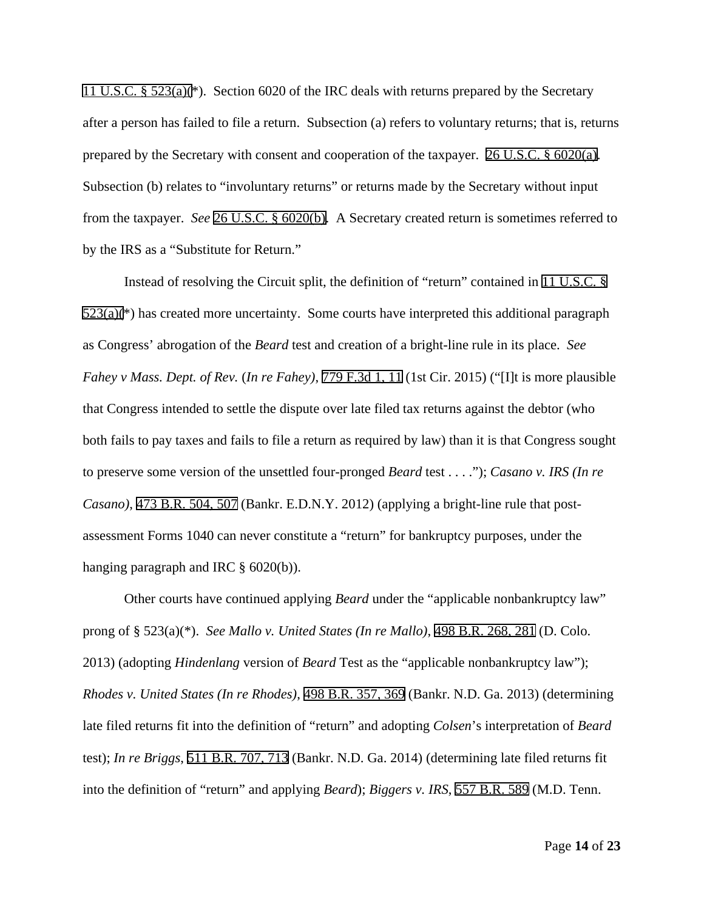11 U.S.C. § 523(a)(*). Section 6020 of the IRC deals with returns prepared by the Secretary after a person has failed to file a return. Subsection (a) refers to voluntary returns; that is, returns prepared by the Secretary with consent and cooperation of the taxpayer. 26 U.S.C. § 6020(a). Subsection (b) relates to "involuntary returns" or returns made by the Secretary without input from the taxpayer. *See* 26 U.S.C. § 6020(b). A Secretary created return is sometimes referred to by the IRS as a "Substitute for Return."

Instead of resolving the Circuit split, the definition of "return" contained in 11 U.S.C. § 523(a)(*) has created more uncertainty. Some courts have interpreted this additional paragraph as Congress' abrogation of the *Beard* test and creation of a bright-line rule in its place. *See Fahey v Mass. Dept. of Rev.* (*In re Fahey*), 779 F.3d 1, 11 (1st Cir. 2015) ("[I]t is more plausible that Congress intended to settle the dispute over late filed tax returns against the debtor (who both fails to pay taxes and fails to file a return as required by law) than it is that Congress sought to preserve some version of the unsettled four-pronged *Beard* test . . . ."); *Casano v. IRS (In re Casano)*, 473 B.R. 504, 507 (Bankr. E.D.N.Y. 2012) (applying a bright-line rule that post-assessment Forms 1040 can never constitute a "return" for bankruptcy purposes, under the hanging paragraph and IRC § 6020(b)).

Other courts have continued applying *Beard* under the "applicable nonbankruptcy law" prong of § 523(a)(*). *See Mallo v. United States (In re Mallo)*, 498 B.R. 268, 281 (D. Colo. 2013) (adopting *Hindenlang* version of *Beard* Test as the "applicable nonbankruptcy law"); *Rhodes v. United States (In re Rhodes)*, 498 B.R. 357, 369 (Bankr. N.D. Ga. 2013) (determining late filed returns fit into the definition of "return" and adopting *Colsen*'s interpretation of *Beard* test); *In re Briggs*, 511 B.R. 707, 713 (Bankr. N.D. Ga. 2014) (determining late filed returns fit into the definition of "return" and applying *Beard*); *Biggers v. IRS*, 557 B.R. 589 (M.D. Tenn.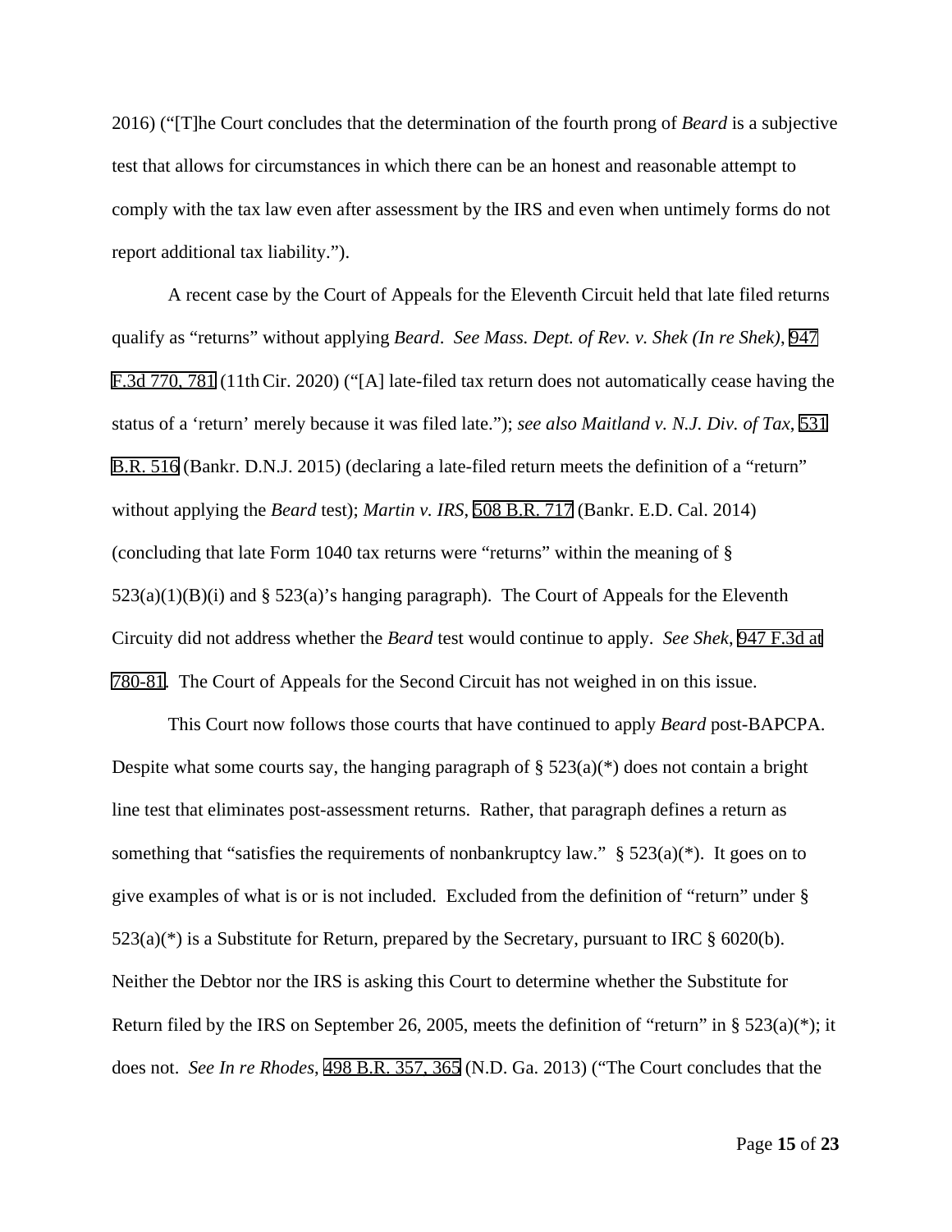2016) ("[T]he Court concludes that the determination of the fourth prong of *Beard* is a subjective test that allows for circumstances in which there can be an honest and reasonable attempt to comply with the tax law even after assessment by the IRS and even when untimely forms do not report additional tax liability.").

A recent case by the Court of Appeals for the Eleventh Circuit held that late filed returns qualify as "returns" without applying *Beard*. *See Mass. Dept. of Rev. v. Shek (In re Shek)*, 947 F.3d 770, 781 (11th Cir. 2020) ("[A] late-filed tax return does not automatically cease having the status of a 'return' merely because it was filed late."); *see also Maitland v. N.J. Div. of Tax*, 531 B.R. 516 (Bankr. D.N.J. 2015) (declaring a late-filed return meets the definition of a "return" without applying the *Beard* test); *Martin v. IRS*, 508 B.R. 717 (Bankr. E.D. Cal. 2014) (concluding that late Form 1040 tax returns were "returns" within the meaning of § 523(a)(1)(B)(i) and § 523(a)'s hanging paragraph). The Court of Appeals for the Eleventh Circuity did not address whether the *Beard* test would continue to apply. *See Shek*, 947 F.3d at 780-81. The Court of Appeals for the Second Circuit has not weighed in on this issue.

This Court now follows those courts that have continued to apply *Beard* post-BAPCPA. Despite what some courts say, the hanging paragraph of § 523(a)(*) does not contain a bright line test that eliminates post-assessment returns. Rather, that paragraph defines a return as something that "satisfies the requirements of nonbankruptcy law." § 523(a)(*). It goes on to give examples of what is or is not included. Excluded from the definition of "return" under § 523(a)(*) is a Substitute for Return, prepared by the Secretary, pursuant to IRC § 6020(b). Neither the Debtor nor the IRS is asking this Court to determine whether the Substitute for Return filed by the IRS on September 26, 2005, meets the definition of "return" in § 523(a)(*); it does not. *See In re Rhodes*, 498 B.R. 357, 365 (N.D. Ga. 2013) ("The Court concludes that the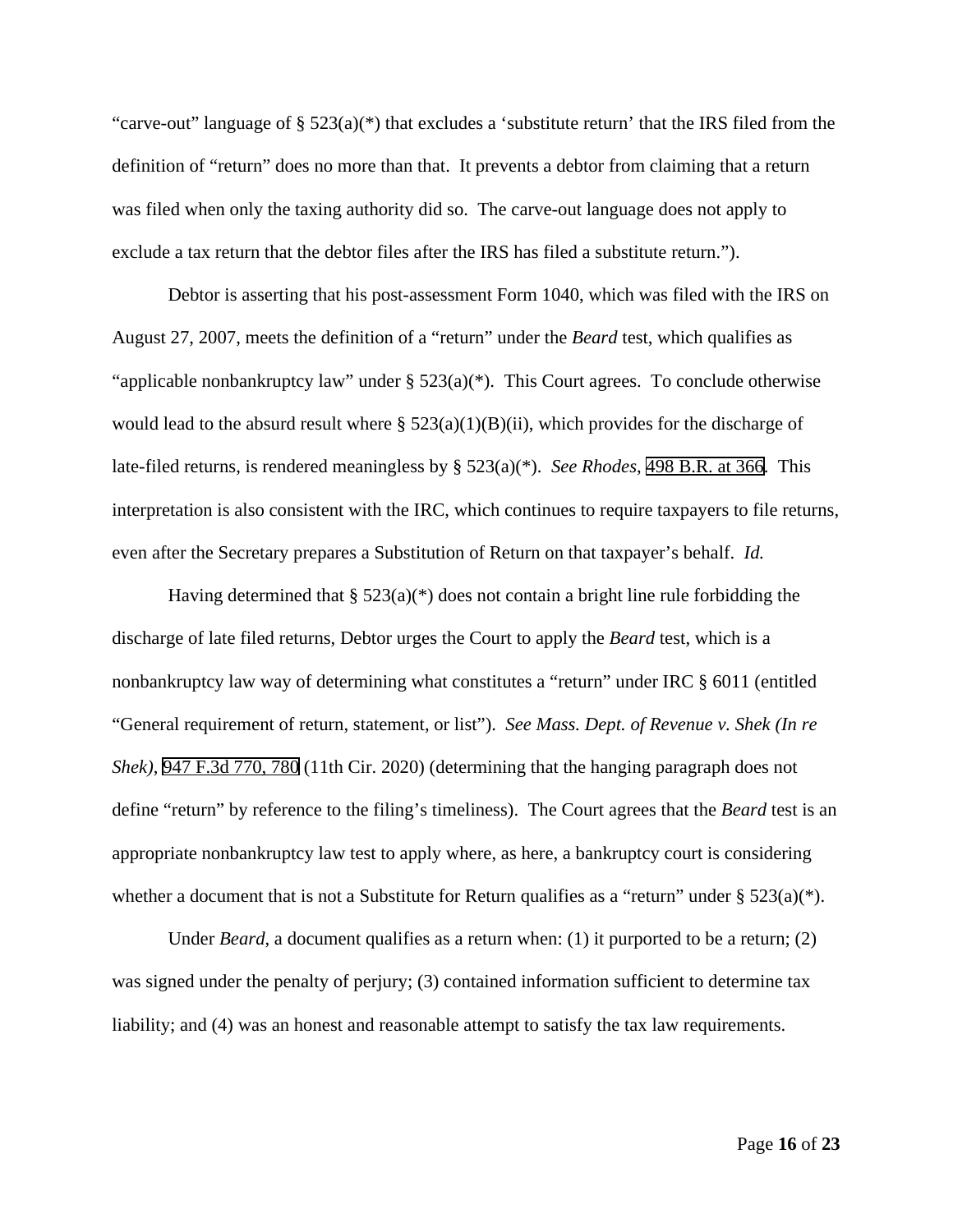"carve-out" language of § 523(a)(*) that excludes a 'substitute return' that the IRS filed from the definition of "return" does no more than that. It prevents a debtor from claiming that a return was filed when only the taxing authority did so. The carve-out language does not apply to exclude a tax return that the debtor files after the IRS has filed a substitute return.").

Debtor is asserting that his post-assessment Form 1040, which was filed with the IRS on August 27, 2007, meets the definition of a "return" under the *Beard* test, which qualifies as "applicable nonbankruptcy law" under § 523(a)(*). This Court agrees. To conclude otherwise would lead to the absurd result where § 523(a)(1)(B)(ii), which provides for the discharge of late-filed returns, is rendered meaningless by § 523(a)(*). *See Rhodes*, 498 B.R. at 366. This interpretation is also consistent with the IRC, which continues to require taxpayers to file returns, even after the Secretary prepares a Substitution of Return on that taxpayer's behalf. *Id.*

Having determined that § 523(a)(*) does not contain a bright line rule forbidding the discharge of late filed returns, Debtor urges the Court to apply the *Beard* test, which is a nonbankruptcy law way of determining what constitutes a "return" under IRC § 6011 (entitled "General requirement of return, statement, or list"). *See Mass. Dept. of Revenue v. Shek (In re Shek)*, 947 F.3d 770, 780 (11th Cir. 2020) (determining that the hanging paragraph does not define "return" by reference to the filing's timeliness). The Court agrees that the *Beard* test is an appropriate nonbankruptcy law test to apply where, as here, a bankruptcy court is considering whether a document that is not a Substitute for Return qualifies as a "return" under § 523(a)(*).

Under *Beard*, a document qualifies as a return when: (1) it purported to be a return; (2) was signed under the penalty of perjury; (3) contained information sufficient to determine tax liability; and (4) was an honest and reasonable attempt to satisfy the tax law requirements.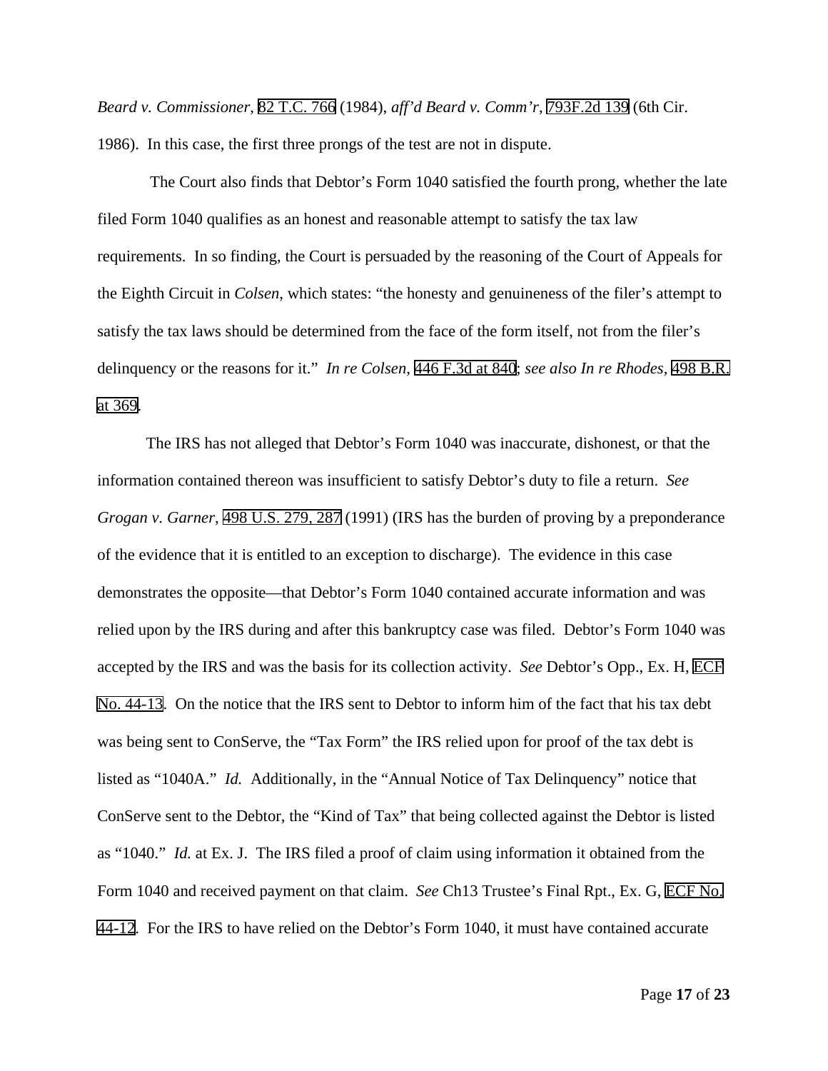*Beard v. Commissioner*, 82 T.C. 766 (1984), *aff'd Beard v. Comm'r*, 793F.2d 139 (6th Cir. 1986). In this case, the first three prongs of the test are not in dispute.

The Court also finds that Debtor's Form 1040 satisfied the fourth prong, whether the late filed Form 1040 qualifies as an honest and reasonable attempt to satisfy the tax law requirements. In so finding, the Court is persuaded by the reasoning of the Court of Appeals for the Eighth Circuit in *Colsen*, which states: "the honesty and genuineness of the filer's attempt to satisfy the tax laws should be determined from the face of the form itself, not from the filer's delinquency or the reasons for it." *In re Colsen*, 446 F.3d at 840; *see also In re Rhodes*, 498 B.R. at 369.

The IRS has not alleged that Debtor's Form 1040 was inaccurate, dishonest, or that the information contained thereon was insufficient to satisfy Debtor's duty to file a return. *See Grogan v. Garner*, 498 U.S. 279, 287 (1991) (IRS has the burden of proving by a preponderance of the evidence that it is entitled to an exception to discharge). The evidence in this case demonstrates the opposite—that Debtor's Form 1040 contained accurate information and was relied upon by the IRS during and after this bankruptcy case was filed. Debtor's Form 1040 was accepted by the IRS and was the basis for its collection activity. *See* Debtor's Opp., Ex. H, ECF No. 44-13. On the notice that the IRS sent to Debtor to inform him of the fact that his tax debt was being sent to ConServe, the "Tax Form" the IRS relied upon for proof of the tax debt is listed as "1040A." *Id.* Additionally, in the "Annual Notice of Tax Delinquency" notice that ConServe sent to the Debtor, the "Kind of Tax" that being collected against the Debtor is listed as "1040." *Id.* at Ex. J. The IRS filed a proof of claim using information it obtained from the Form 1040 and received payment on that claim. *See* Ch13 Trustee's Final Rpt., Ex. G, ECF No. 44-12. For the IRS to have relied on the Debtor's Form 1040, it must have contained accurate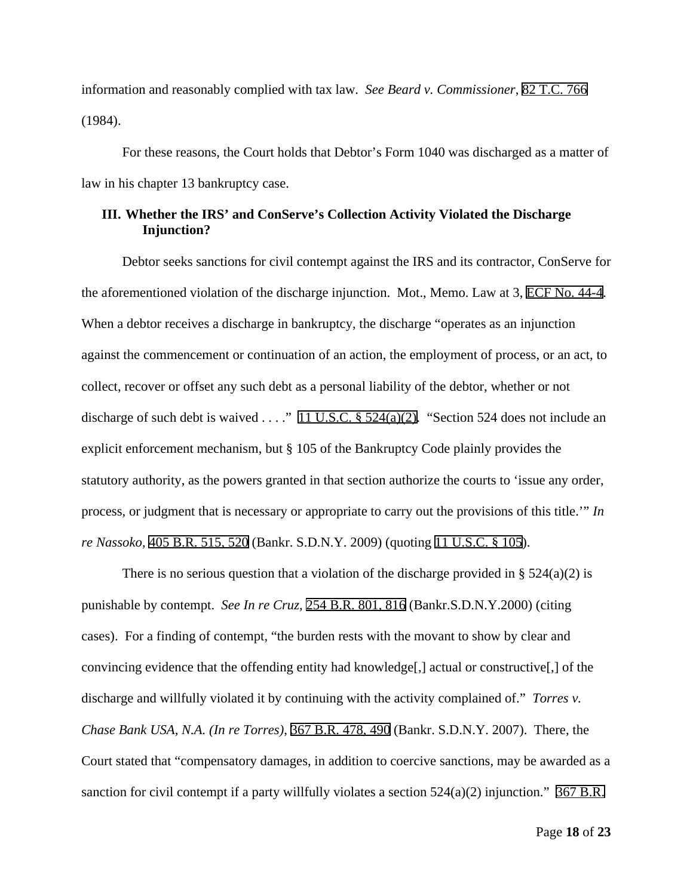information and reasonably complied with tax law. *See Beard v. Commissioner*, 82 T.C. 766 (1984).

For these reasons, the Court holds that Debtor's Form 1040 was discharged as a matter of law in his chapter 13 bankruptcy case.

### III. Whether the IRS' and ConServe's Collection Activity Violated the Discharge Injunction?

Debtor seeks sanctions for civil contempt against the IRS and its contractor, ConServe for the aforementioned violation of the discharge injunction. Mot., Memo. Law at 3, ECF No. 44-4. When a debtor receives a discharge in bankruptcy, the discharge "operates as an injunction against the commencement or continuation of an action, the employment of process, or an act, to collect, recover or offset any such debt as a personal liability of the debtor, whether or not discharge of such debt is waived . . . ." 11 U.S.C. § 524(a)(2). "Section 524 does not include an explicit enforcement mechanism, but § 105 of the Bankruptcy Code plainly provides the statutory authority, as the powers granted in that section authorize the courts to 'issue any order, process, or judgment that is necessary or appropriate to carry out the provisions of this title.'" *In re Nassoko*, 405 B.R. 515, 520 (Bankr. S.D.N.Y. 2009) (quoting 11 U.S.C. § 105).

There is no serious question that a violation of the discharge provided in § 524(a)(2) is punishable by contempt. *See In re Cruz,* 254 B.R. 801, 816 (Bankr.S.D.N.Y.2000) (citing cases). For a finding of contempt, "the burden rests with the movant to show by clear and convincing evidence that the offending entity had knowledge[,] actual or constructive[,] of the discharge and willfully violated it by continuing with the activity complained of." *Torres v. Chase Bank USA, N.A. (In re Torres)*, 367 B.R. 478, 490 (Bankr. S.D.N.Y. 2007). There, the Court stated that "compensatory damages, in addition to coercive sanctions, may be awarded as a sanction for civil contempt if a party willfully violates a section 524(a)(2) injunction." 367 B.R.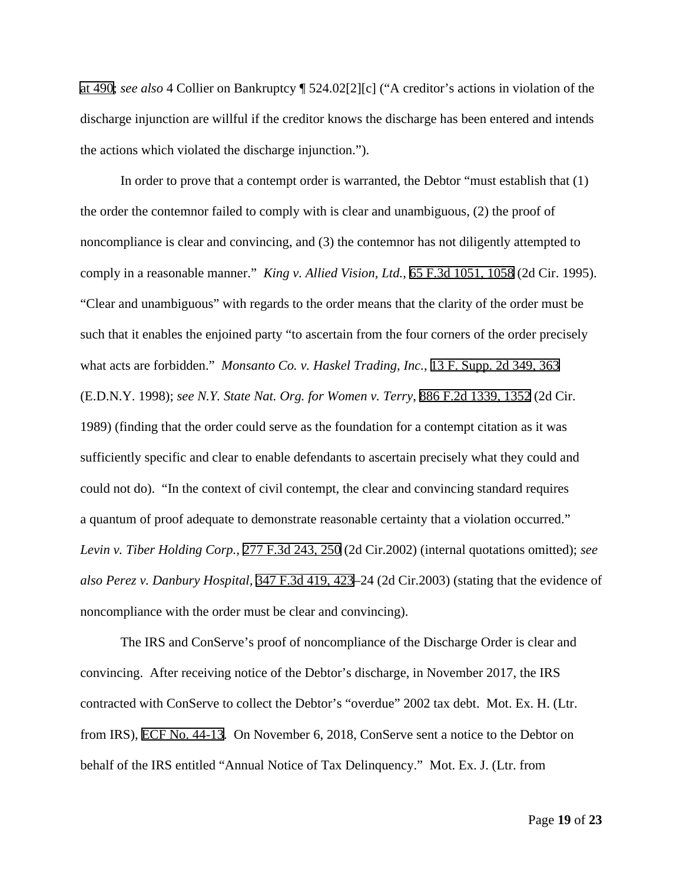at 490; *see also* 4 Collier on Bankruptcy ¶ 524.02[2][c] ("A creditor's actions in violation of the discharge injunction are willful if the creditor knows the discharge has been entered and intends the actions which violated the discharge injunction.").

In order to prove that a contempt order is warranted, the Debtor "must establish that (1) the order the contemnor failed to comply with is clear and unambiguous, (2) the proof of noncompliance is clear and convincing, and (3) the contemnor has not diligently attempted to comply in a reasonable manner." *King v. Allied Vision, Ltd.*, 65 F.3d 1051, 1058 (2d Cir. 1995). "Clear and unambiguous" with regards to the order means that the clarity of the order must be such that it enables the enjoined party "to ascertain from the four corners of the order precisely what acts are forbidden." *Monsanto Co. v. Haskel Trading, Inc.*, 13 F. Supp. 2d 349, 363 (E.D.N.Y. 1998); *see N.Y. State Nat. Org. for Women v. Terry*, 886 F.2d 1339, 1352 (2d Cir. 1989) (finding that the order could serve as the foundation for a contempt citation as it was sufficiently specific and clear to enable defendants to ascertain precisely what they could and could not do). "In the context of civil contempt, the clear and convincing standard requires a quantum of proof adequate to demonstrate reasonable certainty that a violation occurred." *Levin v. Tiber Holding Corp.*, 277 F.3d 243, 250 (2d Cir.2002) (internal quotations omitted); *see also Perez v. Danbury Hospital*, 347 F.3d 419, 423–24 (2d Cir.2003) (stating that the evidence of noncompliance with the order must be clear and convincing).

The IRS and ConServe's proof of noncompliance of the Discharge Order is clear and convincing. After receiving notice of the Debtor's discharge, in November 2017, the IRS contracted with ConServe to collect the Debtor's "overdue" 2002 tax debt. Mot. Ex. H. (Ltr. from IRS), ECF No. 44-13. On November 6, 2018, ConServe sent a notice to the Debtor on behalf of the IRS entitled "Annual Notice of Tax Delinquency." Mot. Ex. J. (Ltr. from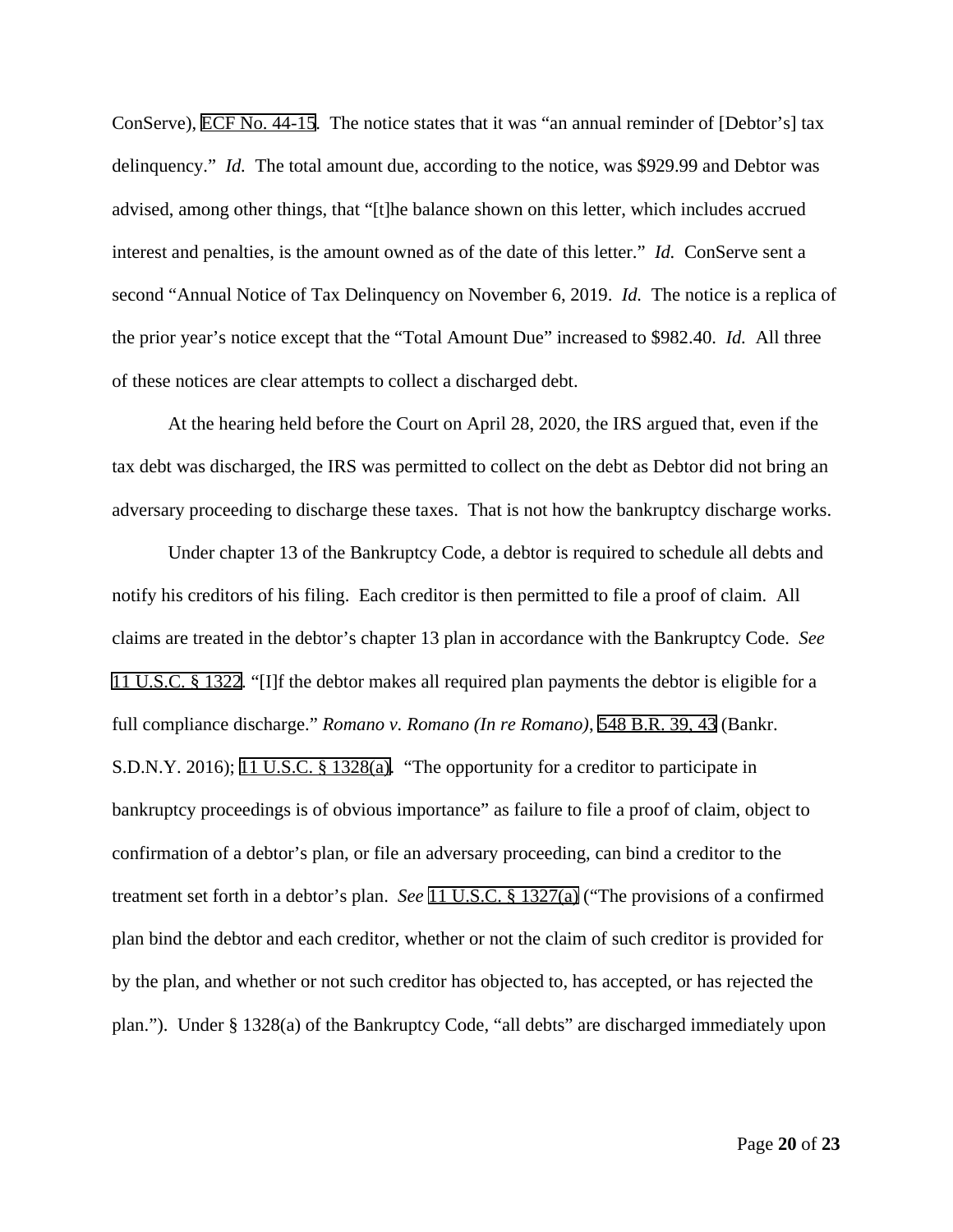ConServe), ECF No. 44-15. The notice states that it was "an annual reminder of [Debtor's] tax delinquency." *Id.* The total amount due, according to the notice, was $929.99 and Debtor was advised, among other things, that "[t]he balance shown on this letter, which includes accrued interest and penalties, is the amount owned as of the date of this letter." *Id.* ConServe sent a second "Annual Notice of Tax Delinquency on November 6, 2019. *Id.* The notice is a replica of the prior year's notice except that the "Total Amount Due" increased to $982.40. *Id.* All three of these notices are clear attempts to collect a discharged debt.

At the hearing held before the Court on April 28, 2020, the IRS argued that, even if the tax debt was discharged, the IRS was permitted to collect on the debt as Debtor did not bring an adversary proceeding to discharge these taxes. That is not how the bankruptcy discharge works.

Under chapter 13 of the Bankruptcy Code, a debtor is required to schedule all debts and notify his creditors of his filing. Each creditor is then permitted to file a proof of claim. All claims are treated in the debtor's chapter 13 plan in accordance with the Bankruptcy Code. *See* 11 U.S.C. § 1322. "[I]f the debtor makes all required plan payments the debtor is eligible for a full compliance discharge." *Romano v. Romano (In re Romano)*, 548 B.R. 39, 43 (Bankr. S.D.N.Y. 2016); 11 U.S.C. § 1328(a). "The opportunity for a creditor to participate in bankruptcy proceedings is of obvious importance" as failure to file a proof of claim, object to confirmation of a debtor's plan, or file an adversary proceeding, can bind a creditor to the treatment set forth in a debtor's plan. *See* 11 U.S.C. § 1327(a) ("The provisions of a confirmed plan bind the debtor and each creditor, whether or not the claim of such creditor is provided for by the plan, and whether or not such creditor has objected to, has accepted, or has rejected the plan."). Under § 1328(a) of the Bankruptcy Code, "all debts" are discharged immediately upon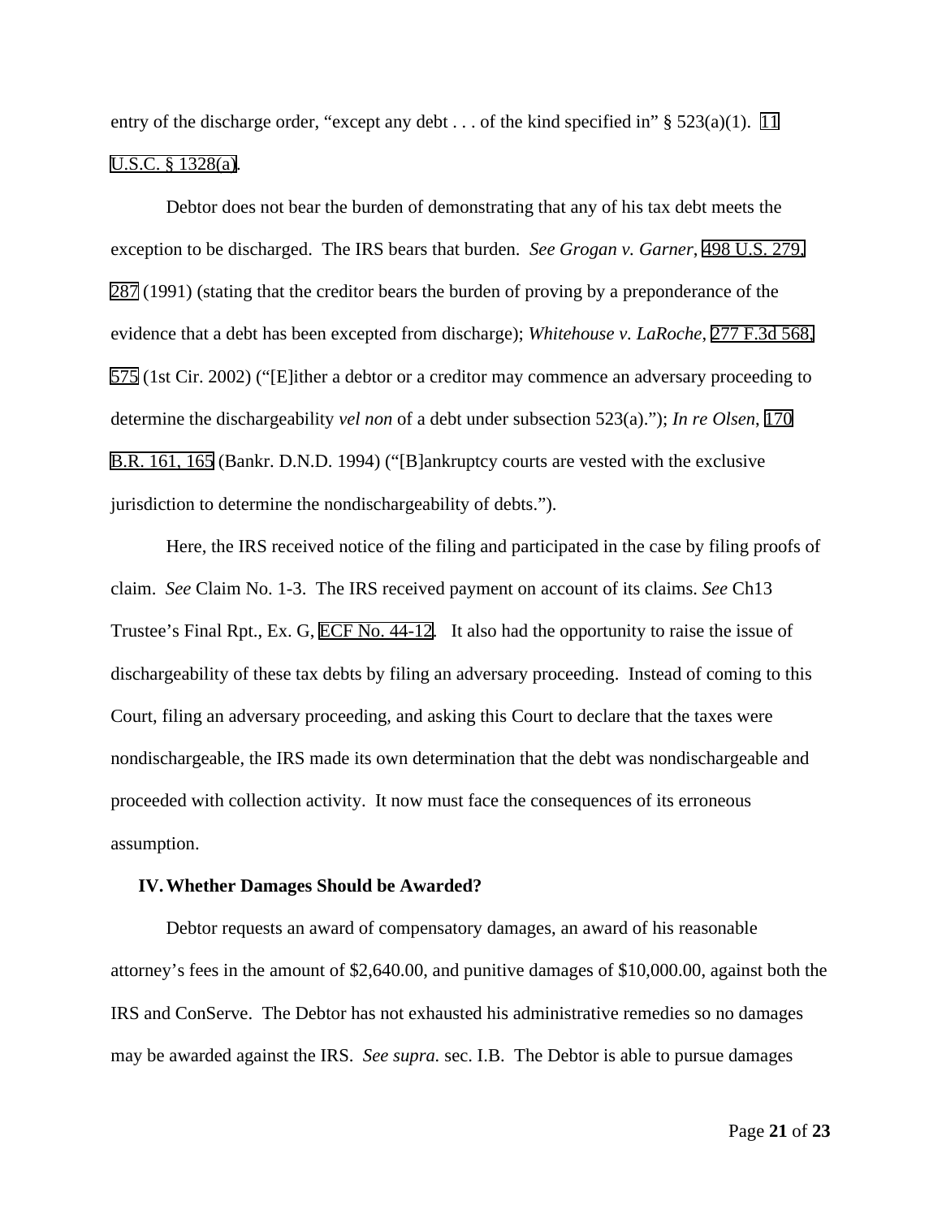entry of the discharge order, "except any debt . . . of the kind specified in" § 523(a)(1). 11 U.S.C. § 1328(a).

Debtor does not bear the burden of demonstrating that any of his tax debt meets the exception to be discharged. The IRS bears that burden. *See Grogan v. Garner*, 498 U.S. 279, 287 (1991) (stating that the creditor bears the burden of proving by a preponderance of the evidence that a debt has been excepted from discharge); *Whitehouse v. LaRoche*, 277 F.3d 568, 575 (1st Cir. 2002) ("[E]ither a debtor or a creditor may commence an adversary proceeding to determine the dischargeability *vel non* of a debt under subsection 523(a)."); *In re Olsen*, 170 B.R. 161, 165 (Bankr. D.N.D. 1994) ("[B]ankruptcy courts are vested with the exclusive jurisdiction to determine the nondischargeability of debts.").

Here, the IRS received notice of the filing and participated in the case by filing proofs of claim. *See* Claim No. 1-3. The IRS received payment on account of its claims. *See* Ch13 Trustee's Final Rpt., Ex. G, ECF No. 44-12. It also had the opportunity to raise the issue of dischargeability of these tax debts by filing an adversary proceeding. Instead of coming to this Court, filing an adversary proceeding, and asking this Court to declare that the taxes were nondischargeable, the IRS made its own determination that the debt was nondischargeable and proceeded with collection activity. It now must face the consequences of its erroneous assumption.

## IV. Whether Damages Should be Awarded?

Debtor requests an award of compensatory damages, an award of his reasonable attorney's fees in the amount of $2,640.00, and punitive damages of $10,000.00, against both the IRS and ConServe. The Debtor has not exhausted his administrative remedies so no damages may be awarded against the IRS. *See supra.* sec. I.B. The Debtor is able to pursue damages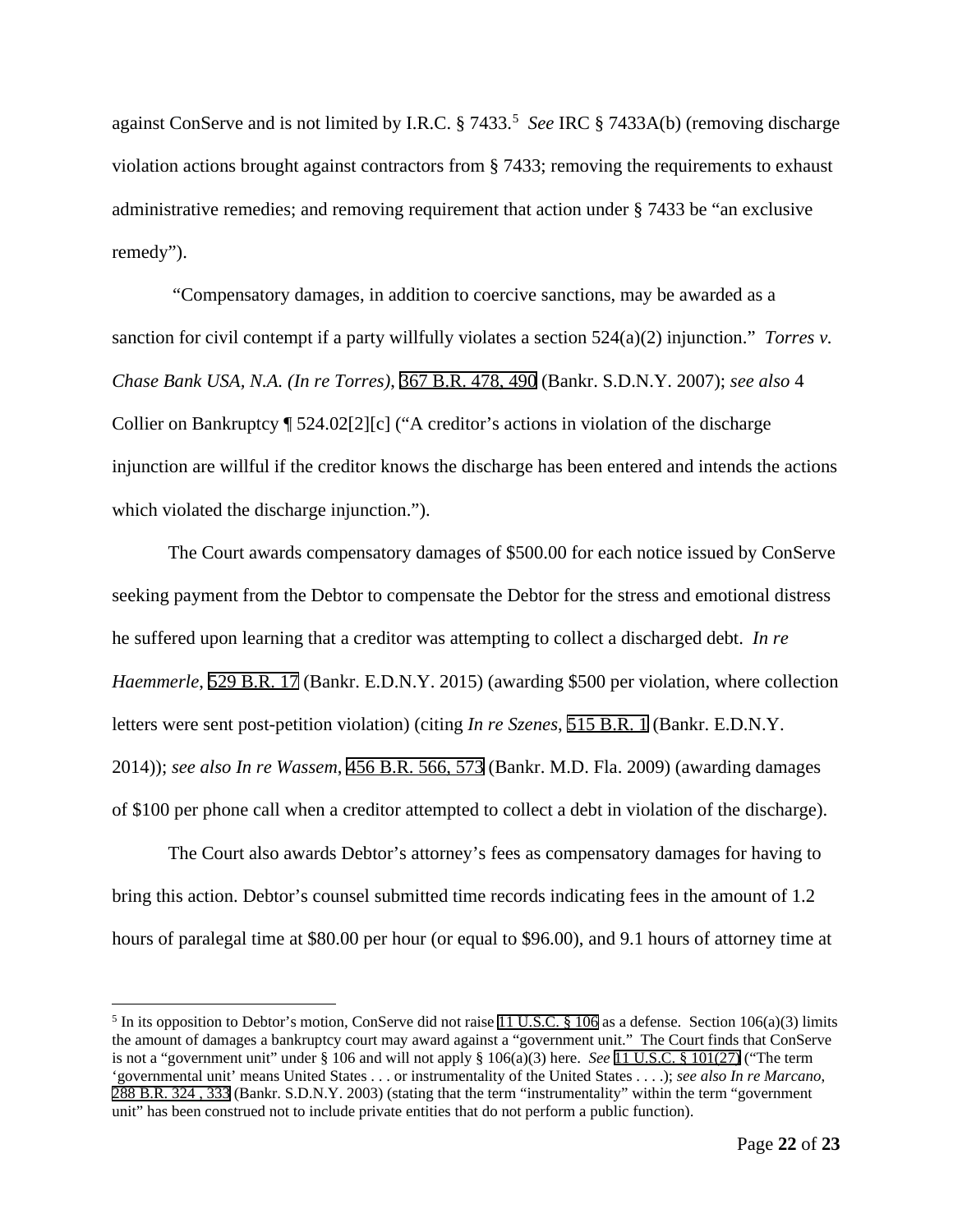against ConServe and is not limited by I.R.C. § 7433.[5] *See* IRC § 7433A(b) (removing discharge violation actions brought against contractors from § 7433; removing the requirements to exhaust administrative remedies; and removing requirement that action under § 7433 be "an exclusive remedy").

"Compensatory damages, in addition to coercive sanctions, may be awarded as a sanction for civil contempt if a party willfully violates a section 524(a)(2) injunction." *Torres v. Chase Bank USA, N.A. (In re Torres)*, 367 B.R. 478, 490 (Bankr. S.D.N.Y. 2007); *see also* 4 Collier on Bankruptcy ¶ 524.02[2][c] ("A creditor's actions in violation of the discharge injunction are willful if the creditor knows the discharge has been entered and intends the actions which violated the discharge injunction.").

The Court awards compensatory damages of $500.00 for each notice issued by ConServe seeking payment from the Debtor to compensate the Debtor for the stress and emotional distress he suffered upon learning that a creditor was attempting to collect a discharged debt. *In re Haemmerle*, 529 B.R. 17 (Bankr. E.D.N.Y. 2015) (awarding $500 per violation, where collection letters were sent post-petition violation) (citing *In re Szenes*, 515 B.R. 1 (Bankr. E.D.N.Y. 2014)); *see also In re Wassem*, 456 B.R. 566, 573 (Bankr. M.D. Fla. 2009) (awarding damages of $100 per phone call when a creditor attempted to collect a debt in violation of the discharge).

The Court also awards Debtor's attorney's fees as compensatory damages for having to bring this action. Debtor's counsel submitted time records indicating fees in the amount of 1.2 hours of paralegal time at $80.00 per hour (or equal to $96.00), and 9.1 hours of attorney time at

---

[5] In its opposition to Debtor's motion, ConServe did not raise 11 U.S.C. § 106 as a defense. Section 106(a)(3) limits the amount of damages a bankruptcy court may award against a "government unit." The Court finds that ConServe is not a "government unit" under § 106 and will not apply § 106(a)(3) here. *See* 11 U.S.C. § 101(27) ("The term 'governmental unit' means United States . . . or instrumentality of the United States . . . .); *see also In re Marcano*, 288 B.R. 324 , 333 (Bankr. S.D.N.Y. 2003) (stating that the term "instrumentality" within the term "government unit" has been construed not to include private entities that do not perform a public function).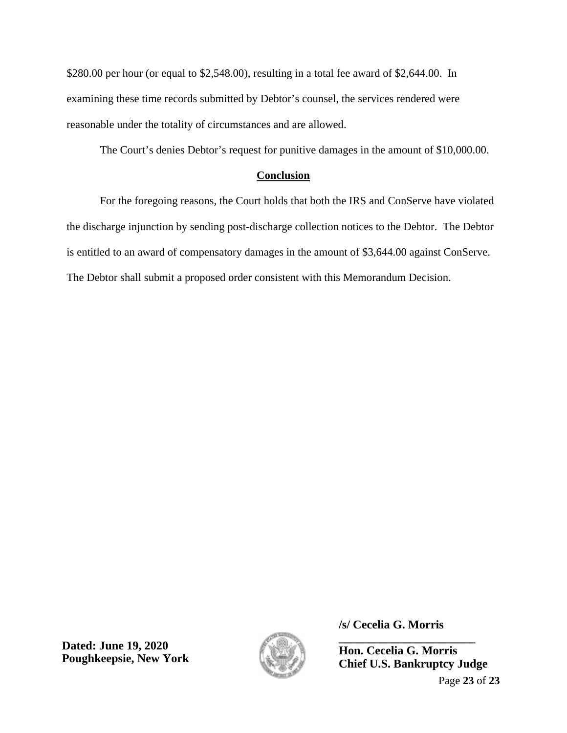$280.00 per hour (or equal to $2,548.00), resulting in a total fee award of $2,644.00. In examining these time records submitted by Debtor's counsel, the services rendered were reasonable under the totality of circumstances and are allowed.

The Court's denies Debtor's request for punitive damages in the amount of $10,000.00.

**Conclusion**

For the foregoing reasons, the Court holds that both the IRS and ConServe have violated the discharge injunction by sending post-discharge collection notices to the Debtor. The Debtor is entitled to an award of compensatory damages in the amount of $3,644.00 against ConServe. The Debtor shall submit a proposed order consistent with this Memorandum Decision.

**Dated: June 19, 2020**
**Poughkeepsie, New York**

**/s/ Cecelia G. Morris**
**_______________________**
**Hon. Cecelia G. Morris**
**Chief U.S. Bankruptcy Judge**